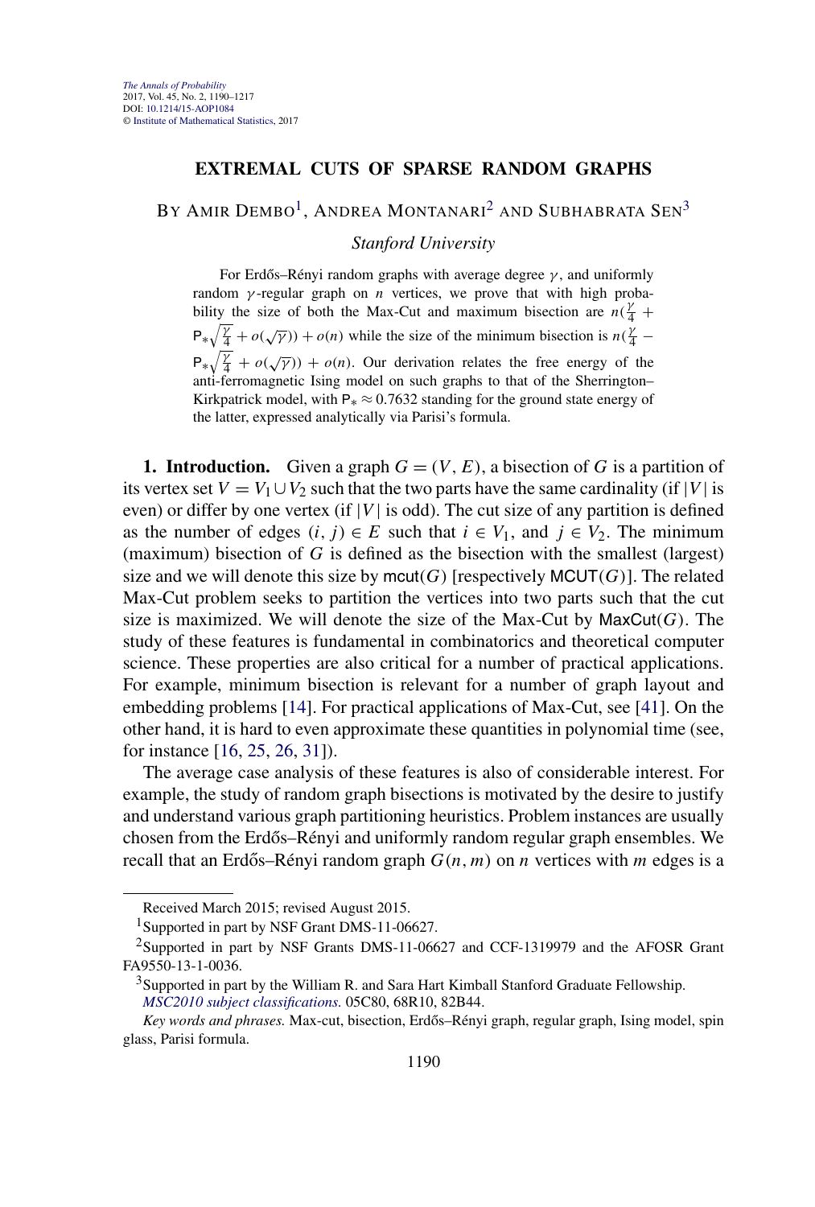# EXTREMAL CUTS OF SPARSE RANDOM GRAPHS

BY AMIR DEMBO[1], ANDREA MONTANARI[2] AND SUBHABRATA SEN[3]

*Stanford University*

For Erdős–Rényi random graphs with average degree $\gamma$, and uniformly random $\gamma$-regular graph on $n$ vertices, we prove that with high probability the size of both the Max-Cut and maximum bisection are $n(\frac{\gamma}{4} + \mathsf{P}_*\sqrt{\frac{\gamma}{4}} + o(\sqrt{\gamma})) + o(n)$ while the size of the minimum bisection is $n(\frac{\gamma}{4} - \mathsf{P}_*\sqrt{\frac{\gamma}{4}} + o(\sqrt{\gamma})) + o(n)$. Our derivation relates the free energy of the anti-ferromagnetic Ising model on such graphs to that of the Sherrington–Kirkpatrick model, with $\mathsf{P}_* \approx 0.7632$ standing for the ground state energy of the latter, expressed analytically via Parisi's formula.

**1. Introduction.** Given a graph $G = (V, E)$, a bisection of $G$ is a partition of its vertex set $V = V_1 \cup V_2$ such that the two parts have the same cardinality (if $|V|$ is even) or differ by one vertex (if $|V|$ is odd). The cut size of any partition is defined as the number of edges $(i, j) \in E$ such that $i \in V_1$, and $j \in V_2$. The minimum (maximum) bisection of $G$ is defined as the bisection with the smallest (largest) size and we will denote this size by $\mathsf{mcut}(G)$ [respectively $\mathsf{MCUT}(G)$]. The related Max-Cut problem seeks to partition the vertices into two parts such that the cut size is maximized. We will denote the size of the Max-Cut by $\mathsf{MaxCut}(G)$. The study of these features is fundamental in combinatorics and theoretical computer science. These properties are also critical for a number of practical applications. For example, minimum bisection is relevant for a number of graph layout and embedding problems [14]. For practical applications of Max-Cut, see [41]. On the other hand, it is hard to even approximate these quantities in polynomial time (see, for instance [16, 25, 26, 31]).

The average case analysis of these features is also of considerable interest. For example, the study of random graph bisections is motivated by the desire to justify and understand various graph partitioning heuristics. Problem instances are usually chosen from the Erdős–Rényi and uniformly random regular graph ensembles. We recall that an Erdős–Rényi random graph $G(n, m)$ on $n$ vertices with $m$ edges is a

Received March 2015; revised August 2015.

[1]Supported in part by NSF Grant DMS-11-06627.

[2]Supported in part by NSF Grants DMS-11-06627 and CCF-1319979 and the AFOSR Grant FA9550-13-1-0036.

[3]Supported in part by the William R. and Sara Hart Kimball Stanford Graduate Fellowship.

*MSC2010 subject classifications.* 05C80, 68R10, 82B44.

*Key words and phrases.* Max-cut, bisection, Erdős–Rényi graph, regular graph, Ising model, spin glass, Parisi formula.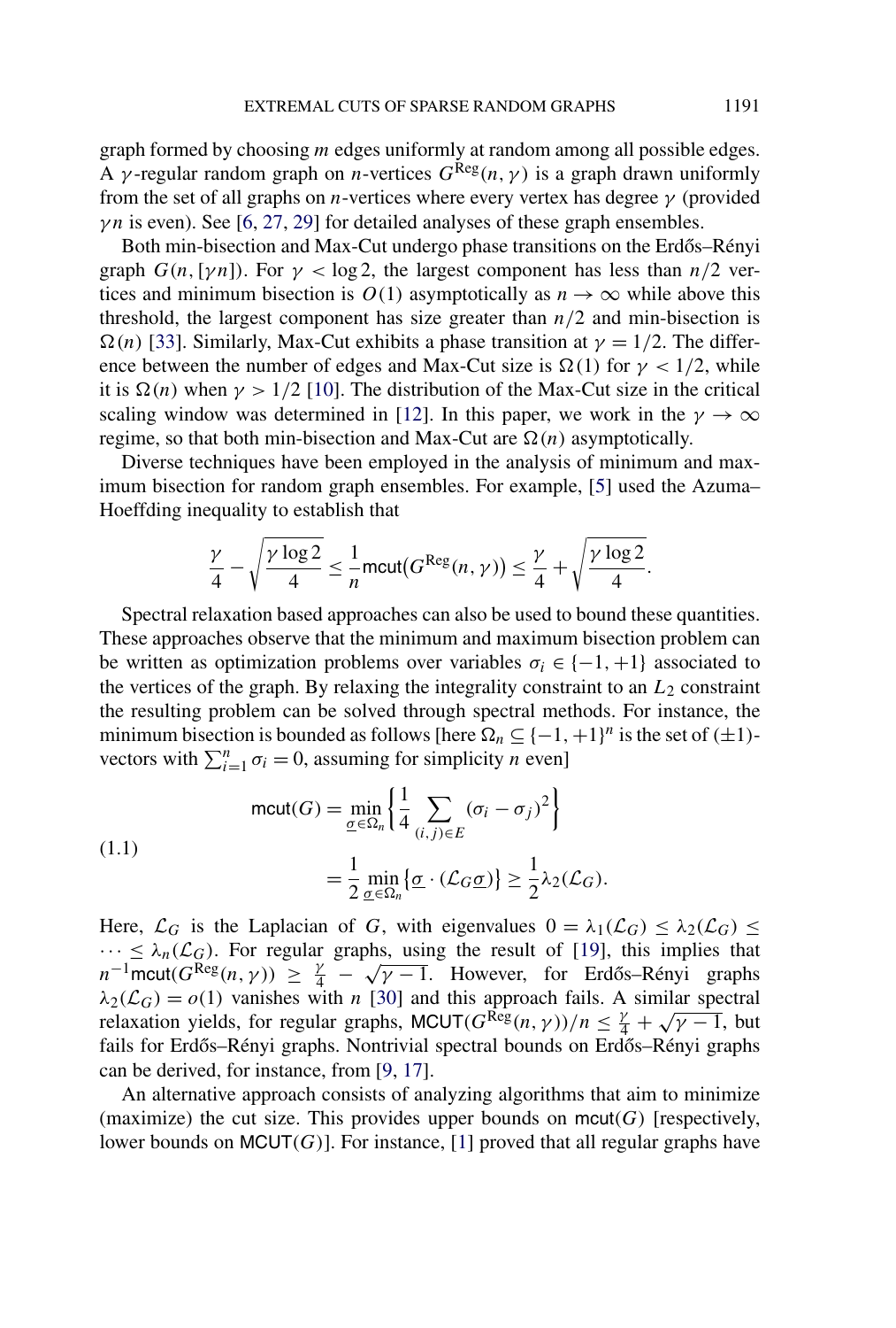graph formed by choosing $m$ edges uniformly at random among all possible edges. A $\gamma$-regular random graph on $n$-vertices $G^{\text{Reg}}(n,\gamma)$ is a graph drawn uniformly from the set of all graphs on $n$-vertices where every vertex has degree $\gamma$ (provided $\gamma n$ is even). See [6, 27, 29] for detailed analyses of these graph ensembles.

Both min-bisection and Max-Cut undergo phase transitions on the Erdős–Rényi graph $G(n,[\gamma n])$. For $\gamma < \log 2$, the largest component has less than $n/2$ vertices and minimum bisection is $O(1)$ asymptotically as $n \to \infty$ while above this threshold, the largest component has size greater than $n/2$ and min-bisection is $\Omega(n)$ [33]. Similarly, Max-Cut exhibits a phase transition at $\gamma = 1/2$. The difference between the number of edges and Max-Cut size is $\Omega(1)$ for $\gamma < 1/2$, while it is $\Omega(n)$ when $\gamma > 1/2$ [10]. The distribution of the Max-Cut size in the critical scaling window was determined in [12]. In this paper, we work in the $\gamma \to \infty$ regime, so that both min-bisection and Max-Cut are $\Omega(n)$ asymptotically.

Diverse techniques have been employed in the analysis of minimum and maximum bisection for random graph ensembles. For example, [5] used the Azuma–Hoeffding inequality to establish that

$$\frac{\gamma}{4} - \sqrt{\frac{\gamma \log 2}{4}} \le \frac{1}{n}\mathsf{mcut}\big(G^{\text{Reg}}(n,\gamma)\big) \le \frac{\gamma}{4} + \sqrt{\frac{\gamma \log 2}{4}}.$$

Spectral relaxation based approaches can also be used to bound these quantities. These approaches observe that the minimum and maximum bisection problem can be written as optimization problems over variables $\sigma_i \in \{-1,+1\}$ associated to the vertices of the graph. By relaxing the integrality constraint to an $L_2$ constraint the resulting problem can be solved through spectral methods. For instance, the minimum bisection is bounded as follows [here $\Omega_n \subseteq \{-1,+1\}^n$ is the set of $(\pm 1)$-vectors with $\sum_{i=1}^n \sigma_i = 0$, assuming for simplicity $n$ even]

$$\begin{aligned}\mathsf{mcut}(G) &= \min_{\underline{\sigma}\in\Omega_n}\left\{\frac{1}{4}\sum_{(i,j)\in E}(\sigma_i - \sigma_j)^2\right\} \\ &= \frac{1}{2}\min_{\underline{\sigma}\in\Omega_n}\left\{\underline{\sigma}\cdot(\mathcal{L}_G\underline{\sigma})\right\} \ge \frac{1}{2}\lambda_2(\mathcal{L}_G).\end{aligned} \tag{1.1}$$

Here, $\mathcal{L}_G$ is the Laplacian of $G$, with eigenvalues $0 = \lambda_1(\mathcal{L}_G) \le \lambda_2(\mathcal{L}_G) \le \cdots \le \lambda_n(\mathcal{L}_G)$. For regular graphs, using the result of [19], this implies that $n^{-1}\mathsf{mcut}(G^{\text{Reg}}(n,\gamma)) \ge \frac{\gamma}{4} - \sqrt{\gamma - 1}$. However, for Erdős–Rényi graphs $\lambda_2(\mathcal{L}_G) = o(1)$ vanishes with $n$ [30] and this approach fails. A similar spectral relaxation yields, for regular graphs, $\mathsf{MCUT}(G^{\text{Reg}}(n,\gamma))/n \le \frac{\gamma}{4} + \sqrt{\gamma - 1}$, but fails for Erdős–Rényi graphs. Nontrivial spectral bounds on Erdős–Rényi graphs can be derived, for instance, from [9, 17].

An alternative approach consists of analyzing algorithms that aim to minimize (maximize) the cut size. This provides upper bounds on $\mathsf{mcut}(G)$ [respectively, lower bounds on $\mathsf{MCUT}(G)$]. For instance, [1] proved that all regular graphs have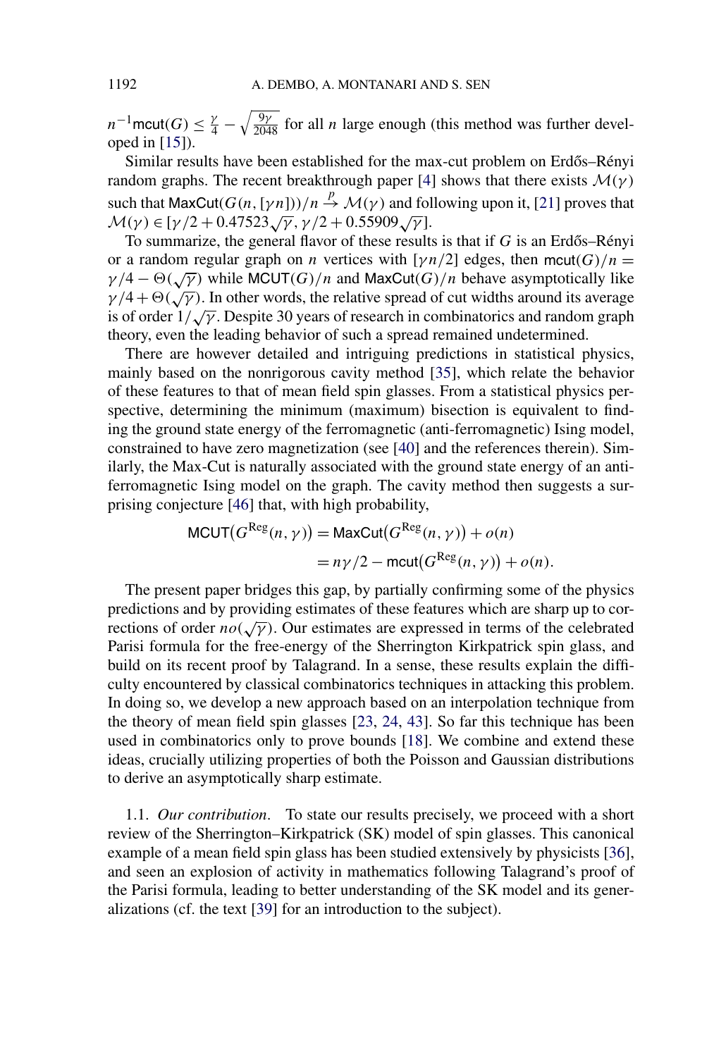$n^{-1}\mathsf{mcut}(G) \leq \frac{\gamma}{4} - \sqrt{\frac{9\gamma}{2048}}$ for all $n$ large enough (this method was further developed in [15]).

Similar results have been established for the max-cut problem on Erdős–Rényi random graphs. The recent breakthrough paper [4] shows that there exists $\mathcal{M}(\gamma)$ such that $\mathsf{MaxCut}(G(n,[\gamma n]))/n \stackrel{p}{\to} \mathcal{M}(\gamma)$ and following upon it, [21] proves that $\mathcal{M}(\gamma) \in [\gamma/2 + 0.47523\sqrt{\gamma}, \gamma/2 + 0.55909\sqrt{\gamma}]$.

To summarize, the general flavor of these results is that if $G$ is an Erdős–Rényi or a random regular graph on $n$ vertices with $[\gamma n/2]$ edges, then $\mathsf{mcut}(G)/n = \gamma/4 - \Theta(\sqrt{\gamma})$ while $\mathsf{MCUT}(G)/n$ and $\mathsf{MaxCut}(G)/n$ behave asymptotically like $\gamma/4 + \Theta(\sqrt{\gamma})$. In other words, the relative spread of cut widths around its average is of order $1/\sqrt{\gamma}$. Despite 30 years of research in combinatorics and random graph theory, even the leading behavior of such a spread remained undetermined.

There are however detailed and intriguing predictions in statistical physics, mainly based on the nonrigorous cavity method [35], which relate the behavior of these features to that of mean field spin glasses. From a statistical physics perspective, determining the minimum (maximum) bisection is equivalent to finding the ground state energy of the ferromagnetic (anti-ferromagnetic) Ising model, constrained to have zero magnetization (see [40] and the references therein). Similarly, the Max-Cut is naturally associated with the ground state energy of an anti-ferromagnetic Ising model on the graph. The cavity method then suggests a surprising conjecture [46] that, with high probability,

$$\begin{aligned}\mathsf{MCUT}\big(G^{\mathrm{Reg}}(n,\gamma)\big) &= \mathsf{MaxCut}\big(G^{\mathrm{Reg}}(n,\gamma)\big) + o(n)\\ &= n\gamma/2 - \mathsf{mcut}\big(G^{\mathrm{Reg}}(n,\gamma)\big) + o(n).\end{aligned}$$

The present paper bridges this gap, by partially confirming some of the physics predictions and by providing estimates of these features which are sharp up to corrections of order $no(\sqrt{\gamma})$. Our estimates are expressed in terms of the celebrated Parisi formula for the free-energy of the Sherrington Kirkpatrick spin glass, and build on its recent proof by Talagrand. In a sense, these results explain the difficulty encountered by classical combinatorics techniques in attacking this problem. In doing so, we develop a new approach based on an interpolation technique from the theory of mean field spin glasses [23, 24, 43]. So far this technique has been used in combinatorics only to prove bounds [18]. We combine and extend these ideas, crucially utilizing properties of both the Poisson and Gaussian distributions to derive an asymptotically sharp estimate.

1.1. *Our contribution*. To state our results precisely, we proceed with a short review of the Sherrington–Kirkpatrick (SK) model of spin glasses. This canonical example of a mean field spin glass has been studied extensively by physicists [36], and seen an explosion of activity in mathematics following Talagrand's proof of the Parisi formula, leading to better understanding of the SK model and its generalizations (cf. the text [39] for an introduction to the subject).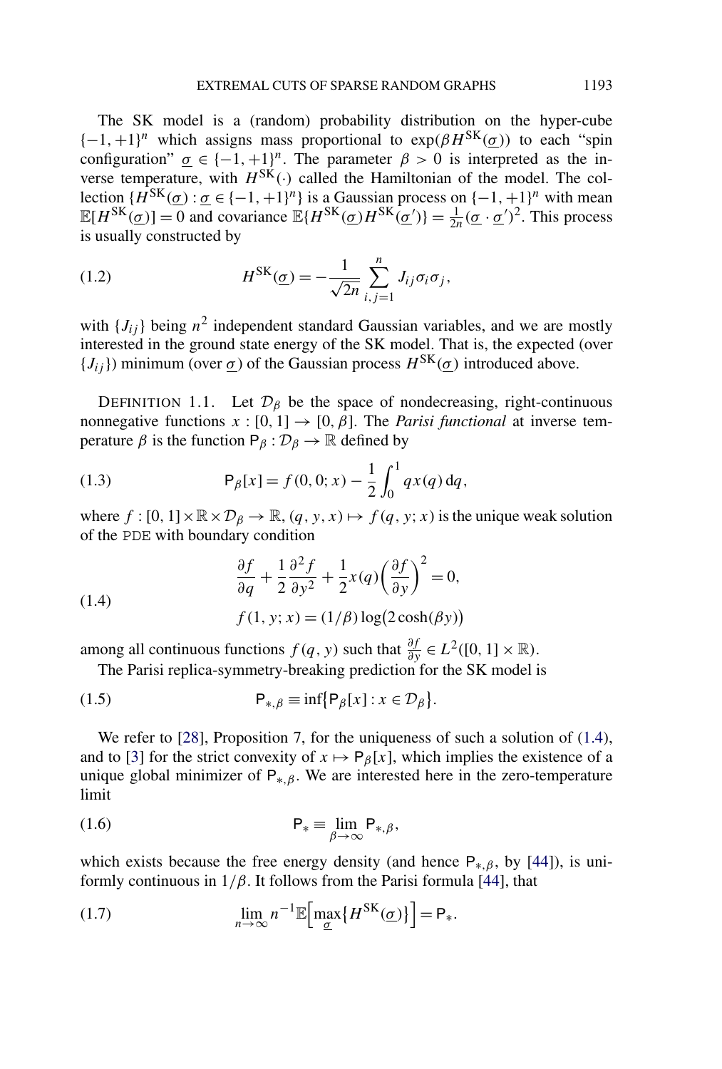The SK model is a (random) probability distribution on the hyper-cube $\{-1,+1\}^n$ which assigns mass proportional to $\exp(\beta H^{\mathrm{SK}}(\underline{\sigma}))$ to each "spin configuration" $\underline{\sigma} \in \{-1,+1\}^n$. The parameter $\beta > 0$ is interpreted as the inverse temperature, with $H^{\mathrm{SK}}(\cdot)$ called the Hamiltonian of the model. The collection $\{H^{\mathrm{SK}}(\underline{\sigma}) : \underline{\sigma} \in \{-1,+1\}^n\}$ is a Gaussian process on $\{-1,+1\}^n$ with mean $\mathbb{E}[H^{\mathrm{SK}}(\underline{\sigma})] = 0$ and covariance $\mathbb{E}\{H^{\mathrm{SK}}(\underline{\sigma})H^{\mathrm{SK}}(\underline{\sigma}')\} = \frac{1}{2n}(\underline{\sigma} \cdot \underline{\sigma}')^2$. This process is usually constructed by

$$
H^{\mathrm{SK}}(\underline{\sigma}) = -\frac{1}{\sqrt{2n}} \sum_{i,j=1}^{n} J_{ij} \sigma_i \sigma_j, \tag{1.2}
$$

with $\{J_{ij}\}$ being $n^2$ independent standard Gaussian variables, and we are mostly interested in the ground state energy of the SK model. That is, the expected (over $\{J_{ij}\}$) minimum (over $\underline{\sigma}$) of the Gaussian process $H^{\mathrm{SK}}(\underline{\sigma})$ introduced above.

DEFINITION 1.1. Let $\mathcal{D}_\beta$ be the space of nondecreasing, right-continuous nonnegative functions $x : [0,1] \to [0,\beta]$. The *Parisi functional* at inverse temperature $\beta$ is the function $\mathsf{P}_\beta : \mathcal{D}_\beta \to \mathbb{R}$ defined by

$$
\mathsf{P}_\beta[x] = f(0,0;x) - \frac{1}{2}\int_0^1 q x(q)\,\mathrm{d}q, \tag{1.3}
$$

where $f : [0,1] \times \mathbb{R} \times \mathcal{D}_\beta \to \mathbb{R}$, $(q,y,x) \mapsto f(q,y;x)$ is the unique weak solution of the PDE with boundary condition

$$
\begin{aligned}
&\frac{\partial f}{\partial q} + \frac{1}{2}\frac{\partial^2 f}{\partial y^2} + \frac{1}{2}x(q)\left(\frac{\partial f}{\partial y}\right)^2 = 0, \\
&f(1,y;x) = (1/\beta)\log\bigl(2\cosh(\beta y)\bigr)
\end{aligned} \tag{1.4}
$$

among all continuous functions $f(q,y)$ such that $\frac{\partial f}{\partial y} \in L^2([0,1] \times \mathbb{R})$.

The Parisi replica-symmetry-breaking prediction for the SK model is

$$
\mathsf{P}_{*,\beta} \equiv \inf\{\mathsf{P}_\beta[x] : x \in \mathcal{D}_\beta\}. \tag{1.5}
$$

We refer to [28], Proposition 7, for the uniqueness of such a solution of (1.4), and to [3] for the strict convexity of $x \mapsto \mathsf{P}_\beta[x]$, which implies the existence of a unique global minimizer of $\mathsf{P}_{*,\beta}$. We are interested here in the zero-temperature limit

$$
\mathsf{P}_* \equiv \lim_{\beta \to \infty} \mathsf{P}_{*,\beta}, \tag{1.6}
$$

which exists because the free energy density (and hence $\mathsf{P}_{*,\beta}$, by [44]), is uniformly continuous in $1/\beta$. It follows from the Parisi formula [44], that

$$
\lim_{n\to\infty} n^{-1}\mathbb{E}\Bigl[\max_{\underline{\sigma}}\{H^{\mathrm{SK}}(\underline{\sigma})\}\Bigr] = \mathsf{P}_*. \tag{1.7}
$$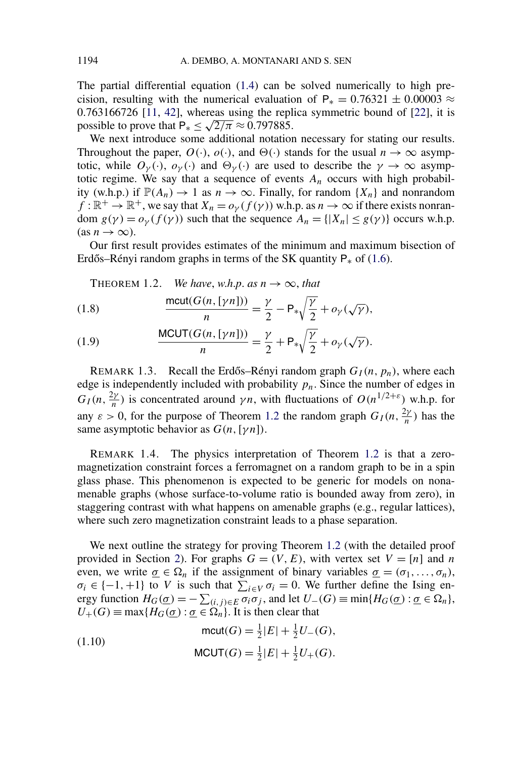The partial differential equation (1.4) can be solved numerically to high precision, resulting with the numerical evaluation of $\mathsf{P}_* = 0.76321 \pm 0.00003 \approx 0.763166726$ [11, 42], whereas using the replica symmetric bound of [22], it is possible to prove that $\mathsf{P}_* \le \sqrt{2/\pi} \approx 0.797885$.

We next introduce some additional notation necessary for stating our results. Throughout the paper, $O(\cdot)$, $o(\cdot)$, and $\Theta(\cdot)$ stands for the usual $n \to \infty$ asymptotic, while $O_\gamma(\cdot)$, $o_\gamma(\cdot)$ and $\Theta_\gamma(\cdot)$ are used to describe the $\gamma \to \infty$ asymptotic regime. We say that a sequence of events $A_n$ occurs with high probability (w.h.p.) if $\mathbb{P}(A_n) \to 1$ as $n \to \infty$. Finally, for random $\{X_n\}$ and nonrandom $f : \mathbb{R}^+ \to \mathbb{R}^+$, we say that $X_n = o_\gamma(f(\gamma))$ w.h.p. as $n \to \infty$ if there exists nonrandom $g(\gamma) = o_\gamma(f(\gamma))$ such that the sequence $A_n = \{|X_n| \le g(\gamma)\}$ occurs w.h.p. (as $n \to \infty$).

Our first result provides estimates of the minimum and maximum bisection of Erdős–Rényi random graphs in terms of the SK quantity $\mathsf{P}_*$ of (1.6).

THEOREM 1.2. *We have, w.h.p. as $n \to \infty$, that*

$$\frac{\mathsf{mcut}(G(n, [\gamma n]))}{n} = \frac{\gamma}{2} - \mathsf{P}_* \sqrt{\frac{\gamma}{2}} + o_\gamma(\sqrt{\gamma}), \tag{1.8}$$

$$\frac{\mathsf{MCUT}(G(n, [\gamma n]))}{n} = \frac{\gamma}{2} + \mathsf{P}_* \sqrt{\frac{\gamma}{2}} + o_\gamma(\sqrt{\gamma}). \tag{1.9}$$

REMARK 1.3. Recall the Erdős–Rényi random graph $G_I(n, p_n)$, where each edge is independently included with probability $p_n$. Since the number of edges in $G_I(n, \frac{2\gamma}{n})$ is concentrated around $\gamma n$, with fluctuations of $O(n^{1/2+\varepsilon})$ w.h.p. for any $\varepsilon > 0$, for the purpose of Theorem 1.2 the random graph $G_I(n, \frac{2\gamma}{n})$ has the same asymptotic behavior as $G(n, [\gamma n])$.

REMARK 1.4. The physics interpretation of Theorem 1.2 is that a zero-magnetization constraint forces a ferromagnet on a random graph to be in a spin glass phase. This phenomenon is expected to be generic for models on nonamenable graphs (whose surface-to-volume ratio is bounded away from zero), in staggering contrast with what happens on amenable graphs (e.g., regular lattices), where such zero magnetization constraint leads to a phase separation.

We next outline the strategy for proving Theorem 1.2 (with the detailed proof provided in Section 2). For graphs $G = (V, E)$, with vertex set $V = [n]$ and $n$ even, we write $\underline{\sigma} \in \Omega_n$ if the assignment of binary variables $\underline{\sigma} = (\sigma_1, \dots, \sigma_n)$, $\sigma_i \in \{-1, +1\}$ to $V$ is such that $\sum_{i \in V} \sigma_i = 0$. We further define the Ising energy function $H_G(\underline{\sigma}) = -\sum_{(i,j) \in E} \sigma_i \sigma_j$, and let $U_-(G) \equiv \min\{H_G(\underline{\sigma}) : \underline{\sigma} \in \Omega_n\}$, $U_+(G) \equiv \max\{H_G(\underline{\sigma}) : \underline{\sigma} \in \Omega_n\}$. It is then clear that

$$\begin{aligned} \mathsf{mcut}(G) &= \tfrac{1}{2}|E| + \tfrac{1}{2}U_-(G), \\ \mathsf{MCUT}(G) &= \tfrac{1}{2}|E| + \tfrac{1}{2}U_+(G). \end{aligned} \tag{1.10}$$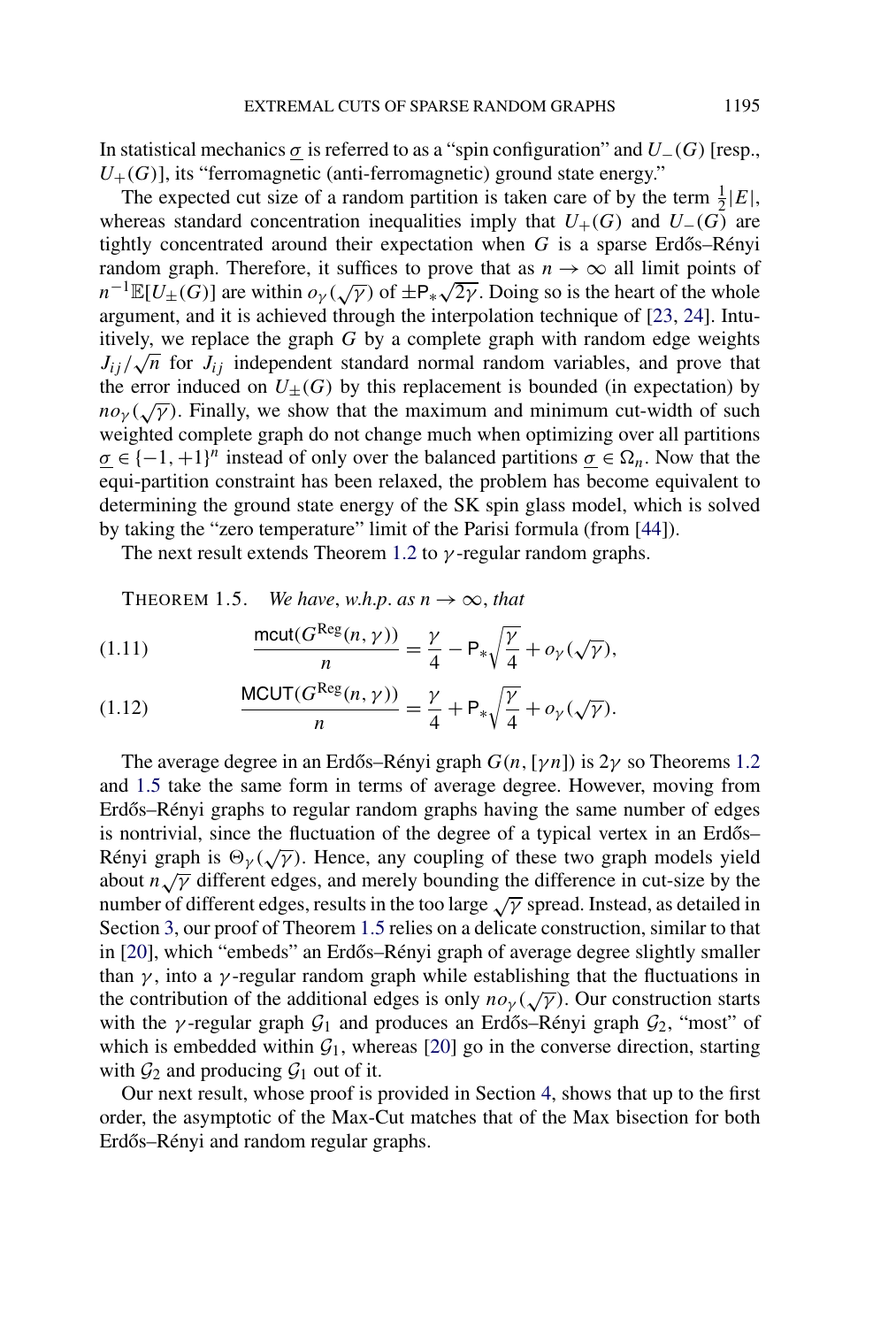In statistical mechanics $\underline{\sigma}$ is referred to as a "spin configuration" and $U_-(G)$ [resp., $U_+(G)$], its "ferromagnetic (anti-ferromagnetic) ground state energy."

The expected cut size of a random partition is taken care of by the term $\frac{1}{2}|E|$, whereas standard concentration inequalities imply that $U_+(G)$ and $U_-(G)$ are tightly concentrated around their expectation when $G$ is a sparse Erdős–Rényi random graph. Therefore, it suffices to prove that as $n \to \infty$ all limit points of $n^{-1}\mathbb{E}[U_\pm(G)]$ are within $o_\gamma(\sqrt{\gamma})$ of $\pm \mathsf{P}_* \sqrt{2\gamma}$. Doing so is the heart of the whole argument, and it is achieved through the interpolation technique of [23, 24]. Intuitively, we replace the graph $G$ by a complete graph with random edge weights $J_{ij}/\sqrt{n}$ for $J_{ij}$ independent standard normal random variables, and prove that the error induced on $U_\pm(G)$ by this replacement is bounded (in expectation) by $n o_\gamma(\sqrt{\gamma})$. Finally, we show that the maximum and minimum cut-width of such weighted complete graph do not change much when optimizing over all partitions $\underline{\sigma} \in \{-1, +1\}^n$ instead of only over the balanced partitions $\underline{\sigma} \in \Omega_n$. Now that the equi-partition constraint has been relaxed, the problem has become equivalent to determining the ground state energy of the SK spin glass model, which is solved by taking the "zero temperature" limit of the Parisi formula (from [44]).

The next result extends Theorem 1.2 to $\gamma$-regular random graphs.

THEOREM 1.5. *We have, w.h.p. as $n \to \infty$, that*

$$\frac{\mathsf{mcut}(G^{\mathrm{Reg}}(n, \gamma))}{n} = \frac{\gamma}{4} - \mathsf{P}_* \sqrt{\frac{\gamma}{4}} + o_\gamma(\sqrt{\gamma}), \tag{1.11}$$

$$\frac{\mathsf{MCUT}(G^{\mathrm{Reg}}(n, \gamma))}{n} = \frac{\gamma}{4} + \mathsf{P}_* \sqrt{\frac{\gamma}{4}} + o_\gamma(\sqrt{\gamma}). \tag{1.12}$$

The average degree in an Erdős–Rényi graph $G(n, [\gamma n])$ is $2\gamma$ so Theorems 1.2 and 1.5 take the same form in terms of average degree. However, moving from Erdős–Rényi graphs to regular random graphs having the same number of edges is nontrivial, since the fluctuation of the degree of a typical vertex in an Erdős–Rényi graph is $\Theta_\gamma(\sqrt{\gamma})$. Hence, any coupling of these two graph models yield about $n\sqrt{\gamma}$ different edges, and merely bounding the difference in cut-size by the number of different edges, results in the too large $\sqrt{\gamma}$ spread. Instead, as detailed in Section 3, our proof of Theorem 1.5 relies on a delicate construction, similar to that in [20], which "embeds" an Erdős–Rényi graph of average degree slightly smaller than $\gamma$, into a $\gamma$-regular random graph while establishing that the fluctuations in the contribution of the additional edges is only $n o_\gamma(\sqrt{\gamma})$. Our construction starts with the $\gamma$-regular graph $\mathcal{G}_1$ and produces an Erdős–Rényi graph $\mathcal{G}_2$, "most" of which is embedded within $\mathcal{G}_1$, whereas [20] go in the converse direction, starting with $\mathcal{G}_2$ and producing $\mathcal{G}_1$ out of it.

Our next result, whose proof is provided in Section 4, shows that up to the first order, the asymptotic of the Max-Cut matches that of the Max bisection for both Erdős–Rényi and random regular graphs.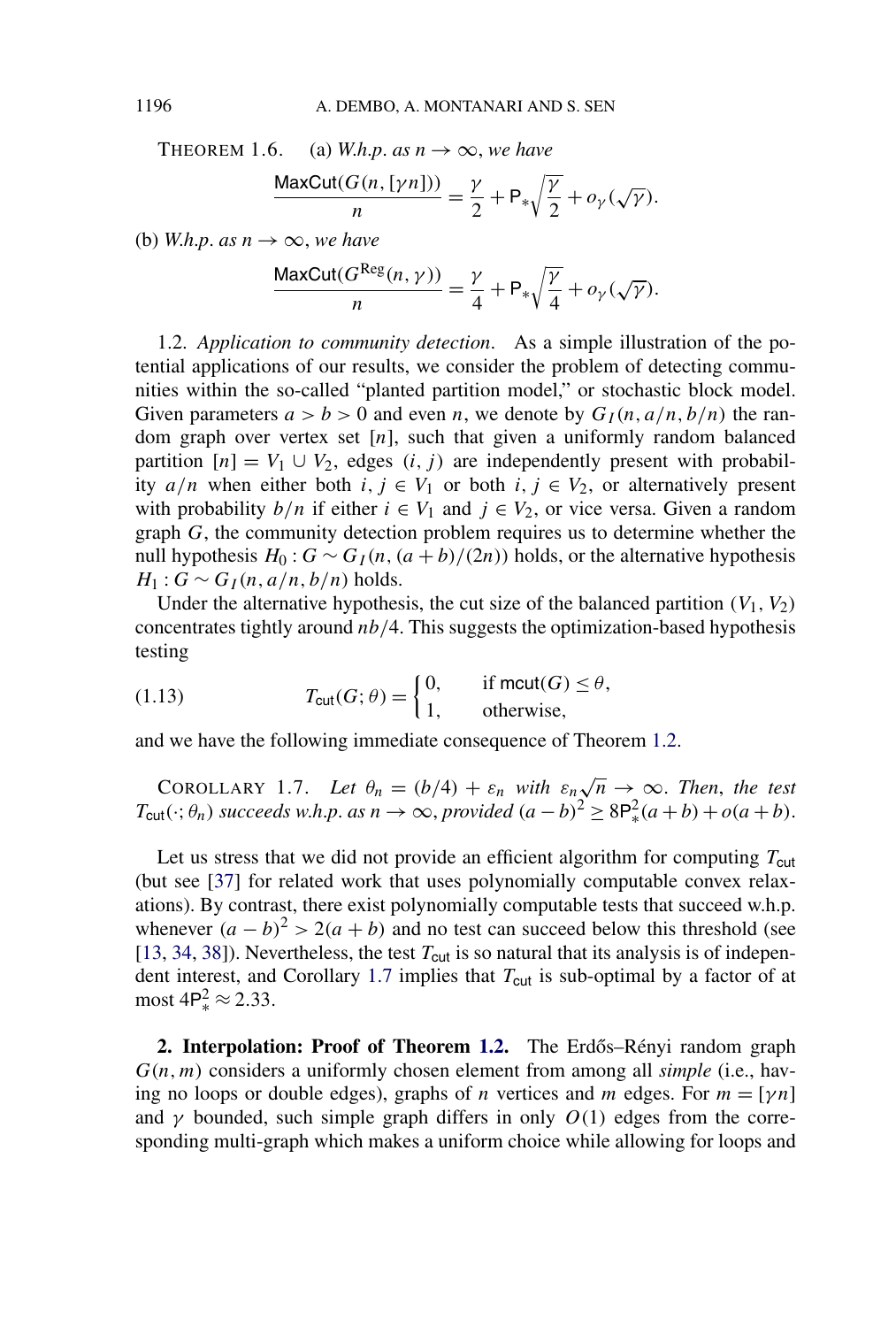THEOREM 1.6. (a) *W.h.p. as* $n \to \infty$, *we have*

$$\frac{\mathsf{MaxCut}(G(n,[\gamma n]))}{n} = \frac{\gamma}{2} + \mathsf{P}_*\sqrt{\frac{\gamma}{2}} + o_\gamma(\sqrt{\gamma}).$$

(b) *W.h.p. as* $n \to \infty$, *we have*

$$\frac{\mathsf{MaxCut}(G^{\mathrm{Reg}}(n,\gamma))}{n} = \frac{\gamma}{4} + \mathsf{P}_*\sqrt{\frac{\gamma}{4}} + o_\gamma(\sqrt{\gamma}).$$

1.2. *Application to community detection.* As a simple illustration of the potential applications of our results, we consider the problem of detecting communities within the so-called "planted partition model," or stochastic block model. Given parameters $a > b > 0$ and even $n$, we denote by $G_I(n, a/n, b/n)$ the random graph over vertex set $[n]$, such that given a uniformly random balanced partition $[n] = V_1 \cup V_2$, edges $(i, j)$ are independently present with probability $a/n$ when either both $i, j \in V_1$ or both $i, j \in V_2$, or alternatively present with probability $b/n$ if either $i \in V_1$ and $j \in V_2$, or vice versa. Given a random graph $G$, the community detection problem requires us to determine whether the null hypothesis $H_0 : G \sim G_I(n, (a+b)/(2n))$ holds, or the alternative hypothesis $H_1 : G \sim G_I(n, a/n, b/n)$ holds.

Under the alternative hypothesis, the cut size of the balanced partition $(V_1, V_2)$ concentrates tightly around $nb/4$. This suggests the optimization-based hypothesis testing

$$T_{\mathsf{cut}}(G;\theta) = \begin{cases} 0, & \text{if } \mathsf{mcut}(G) \le \theta, \\ 1, & \text{otherwise,} \end{cases} \tag{1.13}$$

and we have the following immediate consequence of Theorem 1.2.

COROLLARY 1.7. *Let* $\theta_n = (b/4) + \varepsilon_n$ *with* $\varepsilon_n\sqrt{n} \to \infty$. *Then, the test* $T_{\mathsf{cut}}(\cdot;\theta_n)$ *succeeds w.h.p. as* $n \to \infty$, *provided* $(a-b)^2 \ge 8\mathsf{P}_*^2(a+b) + o(a+b)$.

Let us stress that we did not provide an efficient algorithm for computing $T_{\mathsf{cut}}$ (but see [37] for related work that uses polynomially computable convex relaxations). By contrast, there exist polynomially computable tests that succeed w.h.p. whenever $(a-b)^2 > 2(a+b)$ and no test can succeed below this threshold (see [13, 34, 38]). Nevertheless, the test $T_{\mathsf{cut}}$ is so natural that its analysis is of independent interest, and Corollary 1.7 implies that $T_{\mathsf{cut}}$ is sub-optimal by a factor of at most $4\mathsf{P}_*^2 \approx 2.33$.

**2. Interpolation: Proof of Theorem 1.2.** The Erdős–Rényi random graph $G(n,m)$ considers a uniformly chosen element from among all *simple* (i.e., having no loops or double edges), graphs of $n$ vertices and $m$ edges. For $m = [\gamma n]$ and $\gamma$ bounded, such simple graph differs in only $O(1)$ edges from the corresponding multi-graph which makes a uniform choice while allowing for loops and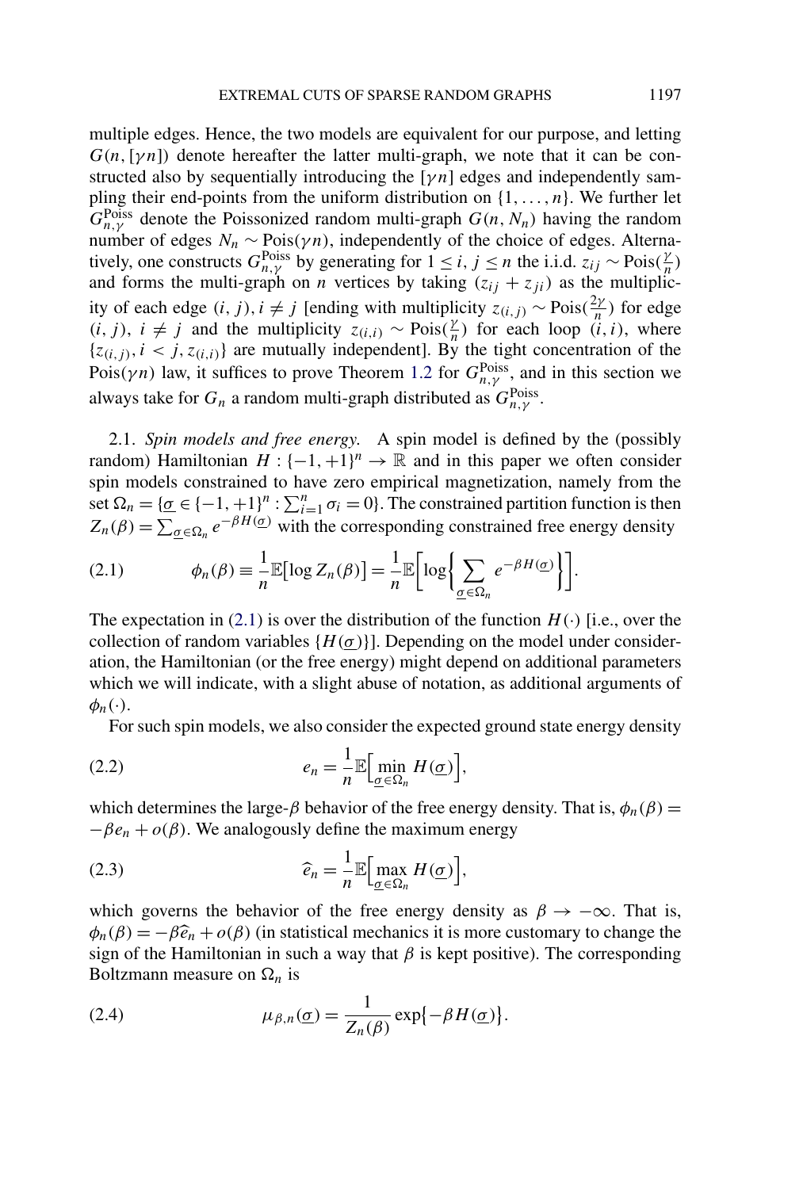multiple edges. Hence, the two models are equivalent for our purpose, and letting $G(n, [\gamma n])$ denote hereafter the latter multi-graph, we note that it can be constructed also by sequentially introducing the $[\gamma n]$ edges and independently sampling their end-points from the uniform distribution on $\{1, \dots, n\}$. We further let $G_{n,\gamma}^{\text{Poiss}}$ denote the Poissonized random multi-graph $G(n, N_n)$ having the random number of edges $N_n \sim \text{Pois}(\gamma n)$, independently of the choice of edges. Alternatively, one constructs $G_{n,\gamma}^{\text{Poiss}}$ by generating for $1 \le i, j \le n$ the i.i.d. $z_{ij} \sim \text{Pois}(\frac{\gamma}{n})$ and forms the multi-graph on $n$ vertices by taking $(z_{ij} + z_{ji})$ as the multiplicity of each edge $(i, j), i \neq j$ [ending with multiplicity $z_{(i,j)} \sim \text{Pois}(\frac{2\gamma}{n})$ for edge $(i, j)$, $i \neq j$ and the multiplicity $z_{(i,i)} \sim \text{Pois}(\frac{\gamma}{n})$ for each loop $(i, i)$, where $\{z_{(i,j)}, i < j, z_{(i,i)}\}$ are mutually independent]. By the tight concentration of the $\text{Pois}(\gamma n)$ law, it suffices to prove Theorem 1.2 for $G_{n,\gamma}^{\text{Poiss}}$, and in this section we always take for $G_n$ a random multi-graph distributed as $G_{n,\gamma}^{\text{Poiss}}$.

2.1. *Spin models and free energy.* A spin model is defined by the (possibly random) Hamiltonian $H : \{-1, +1\}^n \to \mathbb{R}$ and in this paper we often consider spin models constrained to have zero empirical magnetization, namely from the set $\Omega_n = \{\underline{\sigma} \in \{-1, +1\}^n : \sum_{i=1}^n \sigma_i = 0\}$. The constrained partition function is then $Z_n(\beta) = \sum_{\underline{\sigma} \in \Omega_n} e^{-\beta H(\underline{\sigma})}$ with the corresponding constrained free energy density

$$\phi_n(\beta) \equiv \frac{1}{n}\mathbb{E}\big[\log Z_n(\beta)\big] = \frac{1}{n}\mathbb{E}\bigg[\log\bigg\{\sum_{\underline{\sigma} \in \Omega_n} e^{-\beta H(\underline{\sigma})}\bigg\}\bigg]. \tag{2.1}$$

The expectation in (2.1) is over the distribution of the function $H(\cdot)$ [i.e., over the collection of random variables $\{H(\underline{\sigma})\}$]. Depending on the model under consideration, the Hamiltonian (or the free energy) might depend on additional parameters which we will indicate, with a slight abuse of notation, as additional arguments of $\phi_n(\cdot)$.

For such spin models, we also consider the expected ground state energy density

$$e_n = \frac{1}{n}\mathbb{E}\Big[\min_{\underline{\sigma} \in \Omega_n} H(\underline{\sigma})\Big], \tag{2.2}$$

which determines the large-$\beta$ behavior of the free energy density. That is, $\phi_n(\beta) = -\beta e_n + o(\beta)$. We analogously define the maximum energy

$$\widehat{e}_n = \frac{1}{n}\mathbb{E}\Big[\max_{\underline{\sigma} \in \Omega_n} H(\underline{\sigma})\Big], \tag{2.3}$$

which governs the behavior of the free energy density as $\beta \to -\infty$. That is, $\phi_n(\beta) = -\beta \widehat{e}_n + o(\beta)$ (in statistical mechanics it is more customary to change the sign of the Hamiltonian in such a way that $\beta$ is kept positive). The corresponding Boltzmann measure on $\Omega_n$ is

$$\mu_{\beta,n}(\underline{\sigma}) = \frac{1}{Z_n(\beta)} \exp\{-\beta H(\underline{\sigma})\}. \tag{2.4}$$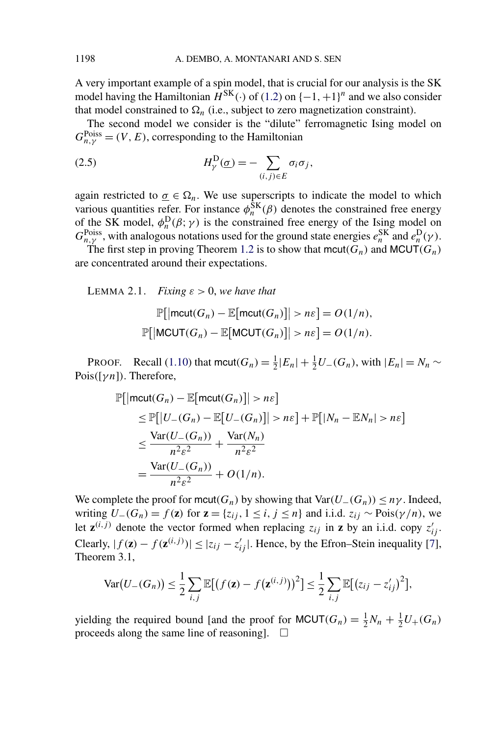A very important example of a spin model, that is crucial for our analysis is the SK model having the Hamiltonian $H^{\rm SK}(\cdot)$ of (1.2) on $\{-1,+1\}^n$ and we also consider that model constrained to $\Omega_n$ (i.e., subject to zero magnetization constraint).

The second model we consider is the "dilute" ferromagnetic Ising model on $G_{n,\gamma}^{\rm Poiss} = (V, E)$, corresponding to the Hamiltonian

$$H_\gamma^{\rm D}(\underline{\sigma}) = -\sum_{(i,j)\in E} \sigma_i \sigma_j, \tag{2.5}$$

again restricted to $\underline{\sigma} \in \Omega_n$. We use superscripts to indicate the model to which various quantities refer. For instance $\phi_n^{\rm SK}(\beta)$ denotes the constrained free energy of the SK model, $\phi_n^{\rm D}(\beta;\gamma)$ is the constrained free energy of the Ising model on $G_{n,\gamma}^{\rm Poiss}$, with analogous notations used for the ground state energies $e_n^{\rm SK}$ and $e_n^{\rm D}(\gamma)$.

The first step in proving Theorem 1.2 is to show that $\mathsf{mcut}(G_n)$ and $\mathsf{MCUT}(G_n)$ are concentrated around their expectations.

LEMMA 2.1. *Fixing* $\varepsilon > 0$, *we have that*

$$\mathbb{P}\big[\big|\mathsf{mcut}(G_n) - \mathbb{E}\big[\mathsf{mcut}(G_n)\big]\big| > n\varepsilon\big] = O(1/n),$$
$$\mathbb{P}\big[\big|\mathsf{MCUT}(G_n) - \mathbb{E}\big[\mathsf{MCUT}(G_n)\big]\big| > n\varepsilon\big] = O(1/n).$$

PROOF. Recall (1.10) that $\mathsf{mcut}(G_n) = \frac{1}{2}|E_n| + \frac{1}{2}U_-(G_n)$, with $|E_n| = N_n \sim \mathrm{Pois}([\gamma n])$. Therefore,

$$\begin{aligned}
&\mathbb{P}\big[\big|\mathsf{mcut}(G_n) - \mathbb{E}\big[\mathsf{mcut}(G_n)\big]\big| > n\varepsilon\big] \\
&\quad \le \mathbb{P}\big[\big|U_-(G_n) - \mathbb{E}\big[U_-(G_n)\big]\big| > n\varepsilon\big] + \mathbb{P}\big[|N_n - \mathbb{E}N_n| > n\varepsilon\big] \\
&\quad \le \frac{\mathrm{Var}(U_-(G_n))}{n^2\varepsilon^2} + \frac{\mathrm{Var}(N_n)}{n^2\varepsilon^2} \\
&\quad = \frac{\mathrm{Var}(U_-(G_n))}{n^2\varepsilon^2} + O(1/n).
\end{aligned}$$

We complete the proof for $\mathsf{mcut}(G_n)$ by showing that $\mathrm{Var}(U_-(G_n)) \le n\gamma$. Indeed, writing $U_-(G_n) = f(\mathbf{z})$ for $\mathbf{z} = \{z_{ij}, 1 \le i, j \le n\}$ and i.i.d. $z_{ij} \sim \mathrm{Pois}(\gamma/n)$, we let $\mathbf{z}^{(i,j)}$ denote the vector formed when replacing $z_{ij}$ in $\mathbf{z}$ by an i.i.d. copy $z'_{ij}$. Clearly, $|f(\mathbf{z}) - f(\mathbf{z}^{(i,j)})| \le |z_{ij} - z'_{ij}|$. Hence, by the Efron–Stein inequality [7], Theorem 3.1,

$$\mathrm{Var}\big(U_-(G_n)\big) \le \frac{1}{2}\sum_{i,j} \mathbb{E}\big[\big(f(\mathbf{z}) - f\big(\mathbf{z}^{(i,j)}\big)\big)^2\big] \le \frac{1}{2}\sum_{i,j}\mathbb{E}\big[\big(z_{ij} - z'_{ij}\big)^2\big],$$

yielding the required bound [and the proof for $\mathsf{MCUT}(G_n) = \frac{1}{2}N_n + \frac{1}{2}U_+(G_n)$ proceeds along the same line of reasoning]. $\square$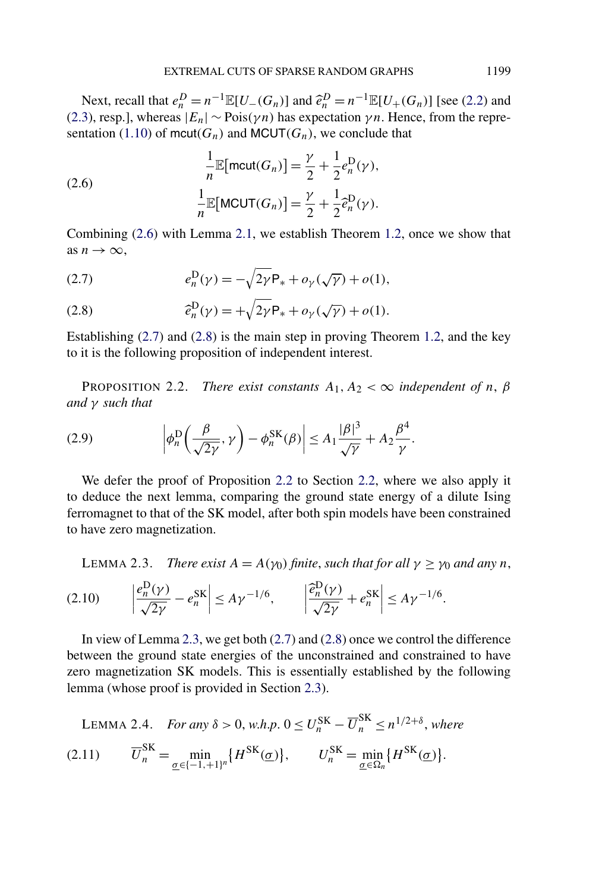Next, recall that $e_n^D = n^{-1}\mathbb{E}[U_-(G_n)]$ and $\widehat{e}_n^D = n^{-1}\mathbb{E}[U_+(G_n)]$ [see (2.2) and (2.3), resp.], whereas $|E_n| \sim \text{Pois}(\gamma n)$ has expectation $\gamma n$. Hence, from the representation (1.10) of $\mathsf{mcut}(G_n)$ and $\mathsf{MCUT}(G_n)$, we conclude that

$$
\begin{aligned}
\frac{1}{n}\mathbb{E}[\mathsf{mcut}(G_n)] &= \frac{\gamma}{2} + \frac{1}{2}e_n^{\mathrm{D}}(\gamma), \\
\frac{1}{n}\mathbb{E}[\mathsf{MCUT}(G_n)] &= \frac{\gamma}{2} + \frac{1}{2}\widehat{e}_n^{\mathrm{D}}(\gamma).
\end{aligned}
\tag{2.6}
$$

Combining (2.6) with Lemma 2.1, we establish Theorem 1.2, once we show that as $n \to \infty$,

$$
e_n^{\mathrm{D}}(\gamma) = -\sqrt{2\gamma}\mathsf{P}_* + o_\gamma(\sqrt{\gamma}) + o(1), \tag{2.7}
$$

$$
\widehat{e}_n^{\mathrm{D}}(\gamma) = +\sqrt{2\gamma}\mathsf{P}_* + o_\gamma(\sqrt{\gamma}) + o(1). \tag{2.8}
$$

Establishing (2.7) and (2.8) is the main step in proving Theorem 1.2, and the key to it is the following proposition of independent interest.

PROPOSITION 2.2. *There exist constants $A_1, A_2 < \infty$ independent of $n$, $\beta$ and $\gamma$ such that*

$$
\left|\phi_n^{\mathrm{D}}\left(\frac{\beta}{\sqrt{2\gamma}}, \gamma\right) - \phi_n^{\mathrm{SK}}(\beta)\right| \le A_1\frac{|\beta|^3}{\sqrt{\gamma}} + A_2\frac{\beta^4}{\gamma}. \tag{2.9}
$$

We defer the proof of Proposition 2.2 to Section 2.2, where we also apply it to deduce the next lemma, comparing the ground state energy of a dilute Ising ferromagnet to that of the SK model, after both spin models have been constrained to have zero magnetization.

LEMMA 2.3. *There exist $A = A(\gamma_0)$ finite, such that for all $\gamma \ge \gamma_0$ and any $n$,*

$$
\left|\frac{e_n^{\mathrm{D}}(\gamma)}{\sqrt{2\gamma}} - e_n^{\mathrm{SK}}\right| \le A\gamma^{-1/6}, \qquad \left|\frac{\widehat{e}_n^{\mathrm{D}}(\gamma)}{\sqrt{2\gamma}} + e_n^{\mathrm{SK}}\right| \le A\gamma^{-1/6}. \tag{2.10}
$$

In view of Lemma 2.3, we get both (2.7) and (2.8) once we control the difference between the ground state energies of the unconstrained and constrained to have zero magnetization SK models. This is essentially established by the following lemma (whose proof is provided in Section 2.3).

LEMMA 2.4. *For any $\delta > 0$, w.h.p. $0 \le U_n^{\mathrm{SK}} - \overline{U}_n^{\mathrm{SK}} \le n^{1/2+\delta}$, where*

$$
\overline{U}_n^{\mathrm{SK}} = \min_{\underline{\sigma} \in \{-1,+1\}^n}\{H^{\mathrm{SK}}(\underline{\sigma})\}, \qquad U_n^{\mathrm{SK}} = \min_{\underline{\sigma} \in \Omega_n}\{H^{\mathrm{SK}}(\underline{\sigma})\}. \tag{2.11}
$$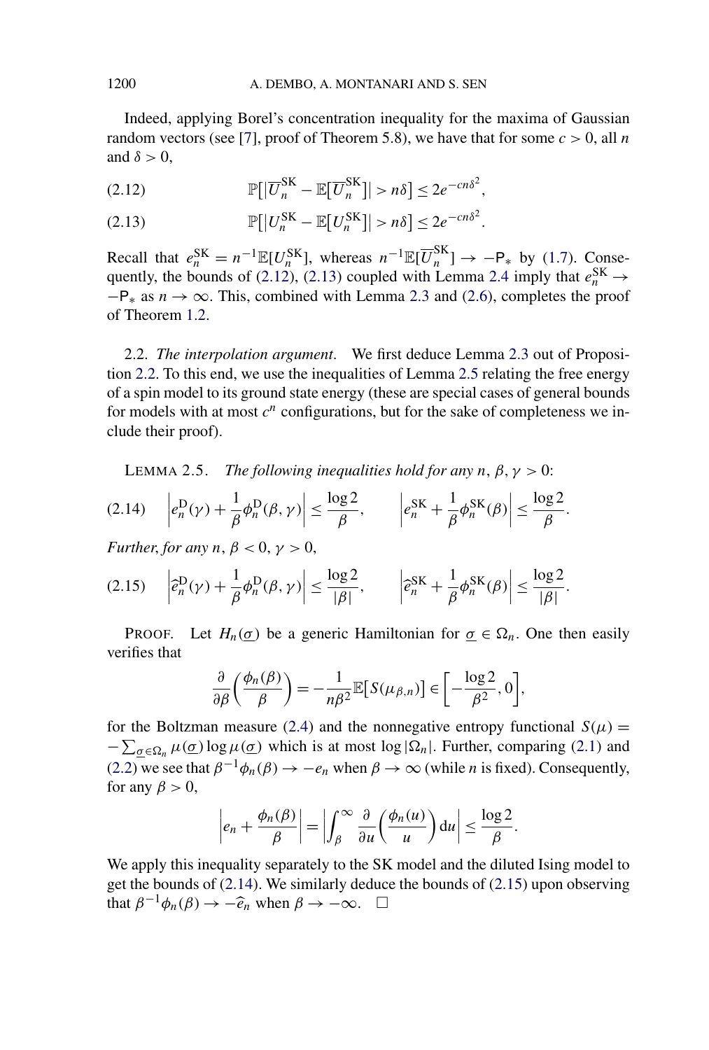Indeed, applying Borel's concentration inequality for the maxima of Gaussian random vectors (see [7], proof of Theorem 5.8), we have that for some $c > 0$, all $n$ and $\delta > 0$,

$$\mathbb{P}\big[|\overline{U}_n^{\mathrm{SK}} - \mathbb{E}[\overline{U}_n^{\mathrm{SK}}]| > n\delta\big] \le 2e^{-cn\delta^2}, \tag{2.12}$$

$$\mathbb{P}\big[|U_n^{\mathrm{SK}} - \mathbb{E}[U_n^{\mathrm{SK}}]| > n\delta\big] \le 2e^{-cn\delta^2}. \tag{2.13}$$

Recall that $e_n^{\mathrm{SK}} = n^{-1}\mathbb{E}[U_n^{\mathrm{SK}}]$, whereas $n^{-1}\mathbb{E}[\overline{U}_n^{\mathrm{SK}}] \to -\mathsf{P}_*$ by (1.7). Consequently, the bounds of (2.12), (2.13) coupled with Lemma 2.4 imply that $e_n^{\mathrm{SK}} \to -\mathsf{P}_*$ as $n \to \infty$. This, combined with Lemma 2.3 and (2.6), completes the proof of Theorem 1.2.

2.2. *The interpolation argument.* We first deduce Lemma 2.3 out of Proposition 2.2. To this end, we use the inequalities of Lemma 2.5 relating the free energy of a spin model to its ground state energy (these are special cases of general bounds for models with at most $c^n$ configurations, but for the sake of completeness we include their proof).

LEMMA 2.5. *The following inequalities hold for any $n$, $\beta, \gamma > 0$:*

$$\left|e_n^{\mathrm{D}}(\gamma) + \frac{1}{\beta}\phi_n^{\mathrm{D}}(\beta, \gamma)\right| \le \frac{\log 2}{\beta}, \qquad \left|e_n^{\mathrm{SK}} + \frac{1}{\beta}\phi_n^{\mathrm{SK}}(\beta)\right| \le \frac{\log 2}{\beta}. \tag{2.14}$$

*Further, for any $n$, $\beta < 0$, $\gamma > 0$,*

$$\left|\widehat{e}_n^{\mathrm{D}}(\gamma) + \frac{1}{\beta}\phi_n^{\mathrm{D}}(\beta, \gamma)\right| \le \frac{\log 2}{|\beta|}, \qquad \left|\widehat{e}_n^{\mathrm{SK}} + \frac{1}{\beta}\phi_n^{\mathrm{SK}}(\beta)\right| \le \frac{\log 2}{|\beta|}. \tag{2.15}$$

PROOF. Let $H_n(\underline{\sigma})$ be a generic Hamiltonian for $\underline{\sigma} \in \Omega_n$. One then easily verifies that

$$\frac{\partial}{\partial \beta}\left(\frac{\phi_n(\beta)}{\beta}\right) = -\frac{1}{n\beta^2}\mathbb{E}\big[S(\mu_{\beta,n})\big] \in \left[-\frac{\log 2}{\beta^2}, 0\right],$$

for the Boltzman measure (2.4) and the nonnegative entropy functional $S(\mu) = -\sum_{\underline{\sigma} \in \Omega_n} \mu(\underline{\sigma}) \log \mu(\underline{\sigma})$ which is at most $\log |\Omega_n|$. Further, comparing (2.1) and (2.2) we see that $\beta^{-1}\phi_n(\beta) \to -e_n$ when $\beta \to \infty$ (while $n$ is fixed). Consequently, for any $\beta > 0$,

$$\left|e_n + \frac{\phi_n(\beta)}{\beta}\right| = \left|\int_\beta^\infty \frac{\partial}{\partial u}\left(\frac{\phi_n(u)}{u}\right) \mathrm{d}u\right| \le \frac{\log 2}{\beta}.$$

We apply this inequality separately to the SK model and the diluted Ising model to get the bounds of (2.14). We similarly deduce the bounds of (2.15) upon observing that $\beta^{-1}\phi_n(\beta) \to -\widehat{e}_n$ when $\beta \to -\infty$. $\square$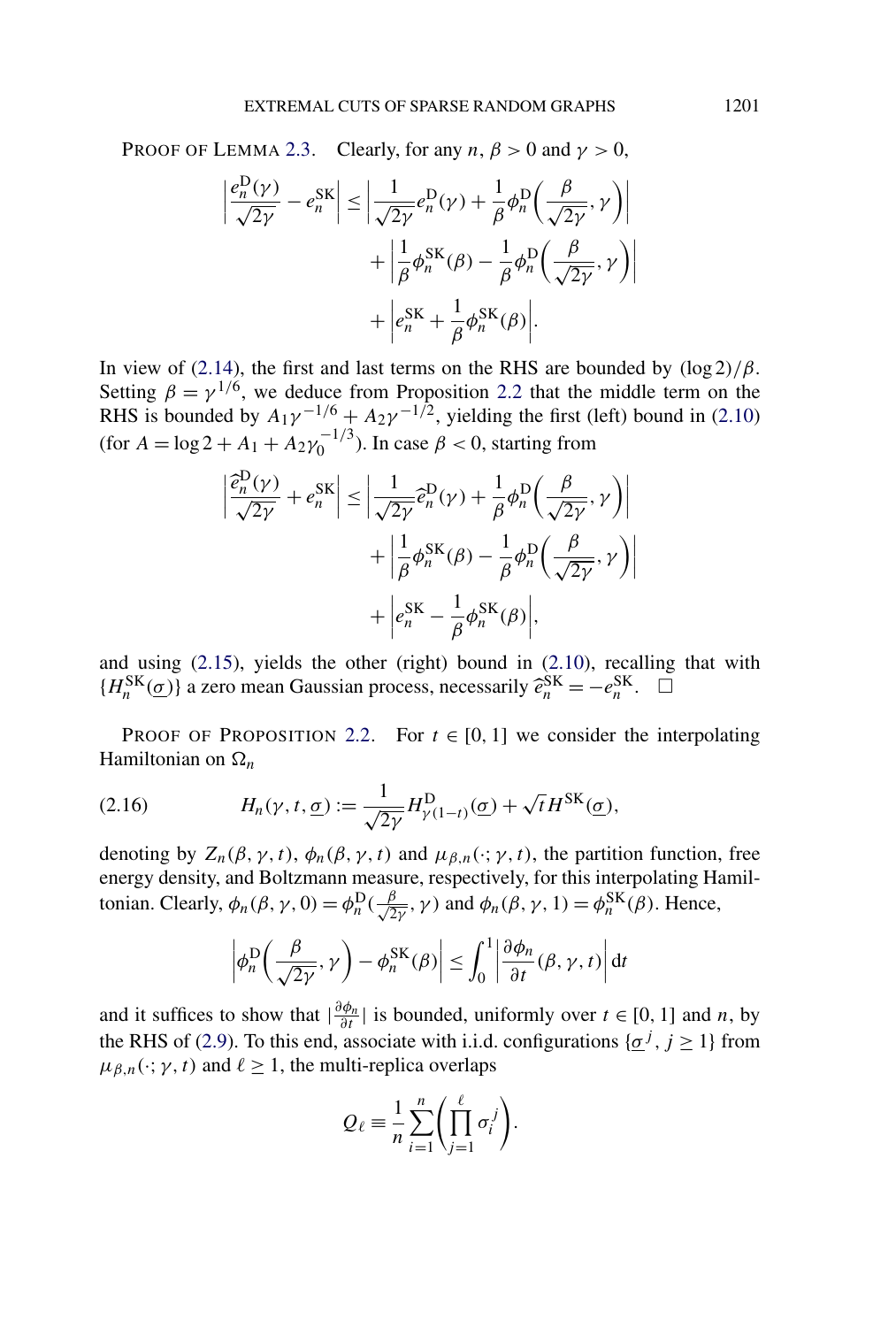PROOF OF LEMMA 2.3. Clearly, for any $n$, $\beta > 0$ and $\gamma > 0$,

$$\left|\frac{e_n^{\mathrm{D}}(\gamma)}{\sqrt{2\gamma}} - e_n^{\mathrm{SK}}\right| \le \left|\frac{1}{\sqrt{2\gamma}} e_n^{\mathrm{D}}(\gamma) + \frac{1}{\beta}\phi_n^{\mathrm{D}}\left(\frac{\beta}{\sqrt{2\gamma}}, \gamma\right)\right| + \left|\frac{1}{\beta}\phi_n^{\mathrm{SK}}(\beta) - \frac{1}{\beta}\phi_n^{\mathrm{D}}\left(\frac{\beta}{\sqrt{2\gamma}}, \gamma\right)\right| + \left|e_n^{\mathrm{SK}} + \frac{1}{\beta}\phi_n^{\mathrm{SK}}(\beta)\right|.$$

In view of (2.14), the first and last terms on the RHS are bounded by $(\log 2)/\beta$. Setting $\beta = \gamma^{1/6}$, we deduce from Proposition 2.2 that the middle term on the RHS is bounded by $A_1\gamma^{-1/6} + A_2\gamma^{-1/2}$, yielding the first (left) bound in (2.10) (for $A = \log 2 + A_1 + A_2\gamma_0^{-1/3}$). In case $\beta < 0$, starting from

$$\left|\frac{\widehat{e}_n^{\mathrm{D}}(\gamma)}{\sqrt{2\gamma}} + e_n^{\mathrm{SK}}\right| \le \left|\frac{1}{\sqrt{2\gamma}} \widehat{e}_n^{\mathrm{D}}(\gamma) + \frac{1}{\beta}\phi_n^{\mathrm{D}}\left(\frac{\beta}{\sqrt{2\gamma}}, \gamma\right)\right| + \left|\frac{1}{\beta}\phi_n^{\mathrm{SK}}(\beta) - \frac{1}{\beta}\phi_n^{\mathrm{D}}\left(\frac{\beta}{\sqrt{2\gamma}}, \gamma\right)\right| + \left|e_n^{\mathrm{SK}} - \frac{1}{\beta}\phi_n^{\mathrm{SK}}(\beta)\right|,$$

and using (2.15), yields the other (right) bound in (2.10), recalling that with $\{H_n^{\mathrm{SK}}(\underline{\sigma})\}$ a zero mean Gaussian process, necessarily $\widehat{e}_n^{\mathrm{SK}} = -e_n^{\mathrm{SK}}$. $\square$

PROOF OF PROPOSITION 2.2. For $t \in [0, 1]$ we consider the interpolating Hamiltonian on $\Omega_n$

$$H_n(\gamma, t, \underline{\sigma}) := \frac{1}{\sqrt{2\gamma}} H^{\mathrm{D}}_{\gamma(1-t)}(\underline{\sigma}) + \sqrt{t} H^{\mathrm{SK}}(\underline{\sigma}), \tag{2.16}$$

denoting by $Z_n(\beta, \gamma, t)$, $\phi_n(\beta, \gamma, t)$ and $\mu_{\beta,n}(\cdot; \gamma, t)$, the partition function, free energy density, and Boltzmann measure, respectively, for this interpolating Hamiltonian. Clearly, $\phi_n(\beta, \gamma, 0) = \phi_n^{\mathrm{D}}(\frac{\beta}{\sqrt{2\gamma}}, \gamma)$ and $\phi_n(\beta, \gamma, 1) = \phi_n^{\mathrm{SK}}(\beta)$. Hence,

$$\left|\phi_n^{\mathrm{D}}\left(\frac{\beta}{\sqrt{2\gamma}}, \gamma\right) - \phi_n^{\mathrm{SK}}(\beta)\right| \le \int_0^1 \left|\frac{\partial \phi_n}{\partial t}(\beta, \gamma, t)\right| \mathrm{d}t$$

and it suffices to show that $|\frac{\partial \phi_n}{\partial t}|$ is bounded, uniformly over $t \in [0, 1]$ and $n$, by the RHS of (2.9). To this end, associate with i.i.d. configurations $\{\underline{\sigma}^j, j \ge 1\}$ from $\mu_{\beta,n}(\cdot; \gamma, t)$ and $\ell \ge 1$, the multi-replica overlaps

$$Q_\ell \equiv \frac{1}{n}\sum_{i=1}^{n}\left(\prod_{j=1}^{\ell} \sigma_i^j\right).$$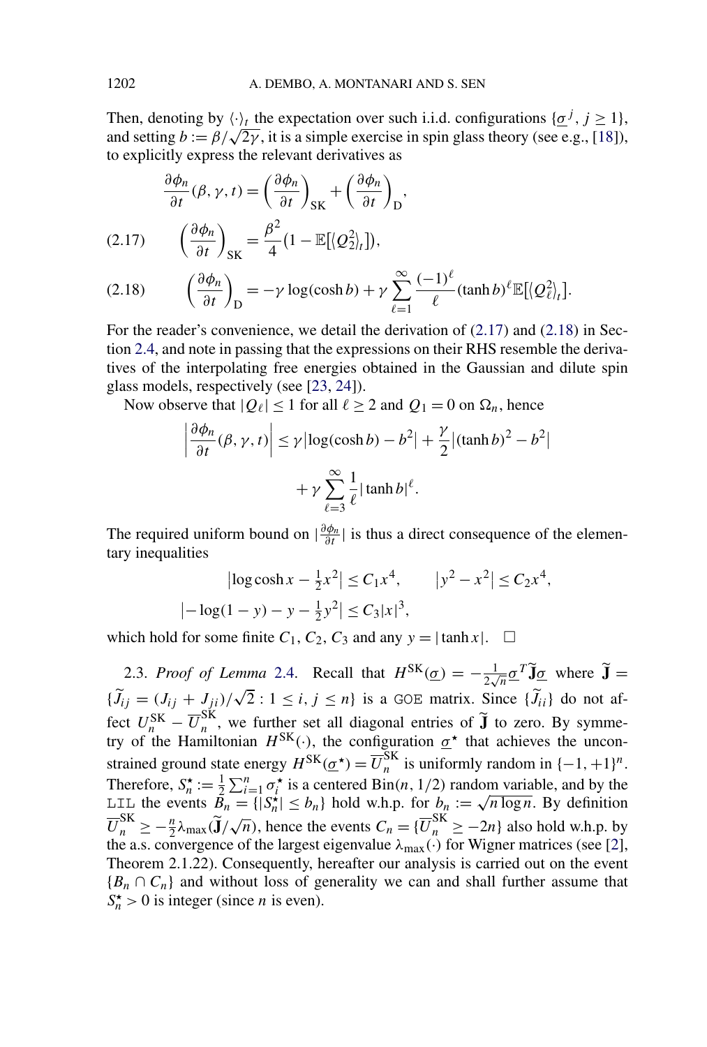Then, denoting by $\langle\cdot\rangle_t$ the expectation over such i.i.d. configurations $\{\underline{\sigma}^j, j \geq 1\}$, and setting $b := \beta/\sqrt{2\gamma}$, it is a simple exercise in spin glass theory (see e.g., [18]), to explicitly express the relevant derivatives as

$$\frac{\partial \phi_n}{\partial t}(\beta,\gamma,t) = \left(\frac{\partial \phi_n}{\partial t}\right)_{\text{SK}} + \left(\frac{\partial \phi_n}{\partial t}\right)_{\text{D}},$$

$$\left(\frac{\partial \phi_n}{\partial t}\right)_{\text{SK}} = \frac{\beta^2}{4}\big(1 - \mathbb{E}[\langle Q_2^2\rangle_t]\big), \tag{2.17}$$

$$\left(\frac{\partial \phi_n}{\partial t}\right)_{\text{D}} = -\gamma \log(\cosh b) + \gamma \sum_{\ell=1}^{\infty} \frac{(-1)^\ell}{\ell} (\tanh b)^\ell \mathbb{E}\big[\langle Q_\ell^2\rangle_t\big]. \tag{2.18}$$

For the reader's convenience, we detail the derivation of (2.17) and (2.18) in Section 2.4, and note in passing that the expressions on their RHS resemble the derivatives of the interpolating free energies obtained in the Gaussian and dilute spin glass models, respectively (see [23, 24]).

Now observe that $|Q_\ell| \leq 1$ for all $\ell \geq 2$ and $Q_1 = 0$ on $\Omega_n$, hence

$$\left|\frac{\partial \phi_n}{\partial t}(\beta,\gamma,t)\right| \leq \gamma\big|\log(\cosh b) - b^2\big| + \frac{\gamma}{2}\big|(\tanh b)^2 - b^2\big| + \gamma \sum_{\ell=3}^{\infty} \frac{1}{\ell}|\tanh b|^\ell.$$

The required uniform bound on $|\frac{\partial \phi_n}{\partial t}|$ is thus a direct consequence of the elementary inequalities

$$\big|\log\cosh x - \tfrac{1}{2}x^2\big| \leq C_1 x^4, \qquad \big|y^2 - x^2\big| \leq C_2 x^4,$$

$$\big|-\log(1-y) - y - \tfrac{1}{2}y^2\big| \leq C_3|x|^3,$$

which hold for some finite $C_1, C_2, C_3$ and any $y = |\tanh x|$. $\square$

2.3. *Proof of Lemma* 2.4. Recall that $H^{\text{SK}}(\underline{\sigma}) = -\frac{1}{2\sqrt{n}}\underline{\sigma}^T \widetilde{\mathbf{J}}\underline{\sigma}$ where $\widetilde{\mathbf{J}} = \{\widetilde{J}_{ij} = (J_{ij} + J_{ji})/\sqrt{2} : 1 \leq i, j \leq n\}$ is a GOE matrix. Since $\{\widetilde{J}_{ii}\}$ do not affect $U_n^{\text{SK}} - \overline{U}_n^{\text{SK}}$, we further set all diagonal entries of $\widetilde{\mathbf{J}}$ to zero. By symmetry of the Hamiltonian $H^{\text{SK}}(\cdot)$, the configuration $\underline{\sigma}^\star$ that achieves the unconstrained ground state energy $H^{\text{SK}}(\underline{\sigma}^\star) = \overline{U}_n^{\text{SK}}$ is uniformly random in $\{-1,+1\}^n$. Therefore, $S_n^\star := \frac{1}{2}\sum_{i=1}^n \sigma_i^\star$ is a centered Bin$(n, 1/2)$ random variable, and by the LIL the events $B_n = \{|S_n^\star| \leq b_n\}$ hold w.h.p. for $b_n := \sqrt{n \log n}$. By definition $\overline{U}_n^{\text{SK}} \geq -\frac{n}{2}\lambda_{\max}(\widetilde{\mathbf{J}}/\sqrt{n})$, hence the events $C_n = \{\overline{U}_n^{\text{SK}} \geq -2n\}$ also hold w.h.p. by the a.s. convergence of the largest eigenvalue $\lambda_{\max}(\cdot)$ for Wigner matrices (see [2], Theorem 2.1.22). Consequently, hereafter our analysis is carried out on the event $\{B_n \cap C_n\}$ and without loss of generality we can and shall further assume that $S_n^\star > 0$ is integer (since $n$ is even).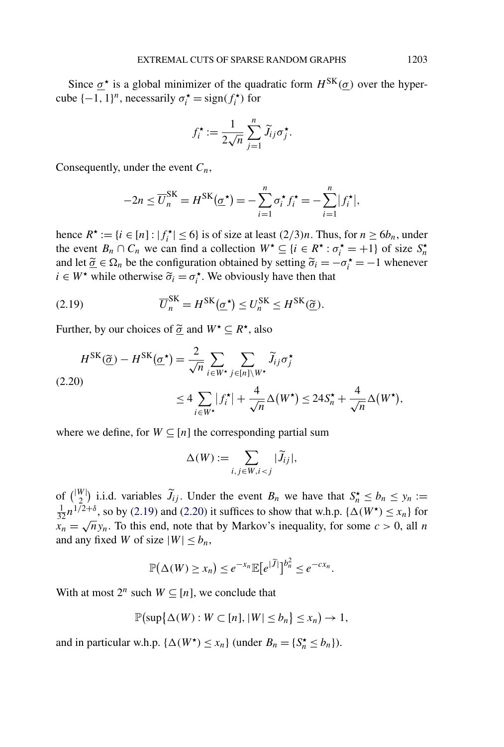Since $\underline{\sigma}^\star$ is a global minimizer of the quadratic form $H^{\mathrm{SK}}(\underline{\sigma})$ over the hypercube $\{-1,1\}^n$, necessarily $\sigma_i^\star = \mathrm{sign}(f_i^\star)$ for

$$f_i^\star := \frac{1}{2\sqrt{n}} \sum_{j=1}^n \widetilde{J}_{ij} \sigma_j^\star.$$

Consequently, under the event $C_n$,

$$-2n \le \overline{U}_n^{\mathrm{SK}} = H^{\mathrm{SK}}(\underline{\sigma}^\star) = -\sum_{i=1}^n \sigma_i^\star f_i^\star = -\sum_{i=1}^n |f_i^\star|,$$

hence $R^\star := \{i \in [n] : |f_i^\star| \le 6\}$ is of size at least $(2/3)n$. Thus, for $n \ge 6b_n$, under the event $B_n \cap C_n$ we can find a collection $W^\star \subseteq \{i \in R^\star : \sigma_i^\star = +1\}$ of size $S_n^\star$ and let $\underline{\widetilde{\sigma}} \in \Omega_n$ be the configuration obtained by setting $\widetilde{\sigma}_i = -\sigma_i^\star = -1$ whenever $i \in W^\star$ while otherwise $\widetilde{\sigma}_i = \sigma_i^\star$. We obviously have then that

$$\overline{U}_n^{\mathrm{SK}} = H^{\mathrm{SK}}(\underline{\sigma}^\star) \le U_n^{\mathrm{SK}} \le H^{\mathrm{SK}}(\underline{\widetilde{\sigma}}). \tag{2.19}$$

Further, by our choices of $\underline{\widetilde{\sigma}}$ and $W^\star \subseteq R^\star$, also

$$\begin{aligned} H^{\mathrm{SK}}(\underline{\widetilde{\sigma}}) - H^{\mathrm{SK}}(\underline{\sigma}^\star) &= \frac{2}{\sqrt{n}} \sum_{i \in W^\star} \sum_{j \in [n]\setminus W^\star} \widetilde{J}_{ij} \sigma_j^\star \\ &\le 4 \sum_{i \in W^\star} |f_i^\star| + \frac{4}{\sqrt{n}} \Delta(W^\star) \le 24 S_n^\star + \frac{4}{\sqrt{n}} \Delta(W^\star), \end{aligned} \tag{2.20}$$

where we define, for $W \subseteq [n]$ the corresponding partial sum

$$\Delta(W) := \sum_{i,j \in W, i<j} |\widetilde{J}_{ij}|,$$

of $\binom{|W|}{2}$ i.i.d. variables $\widetilde{J}_{ij}$. Under the event $B_n$ we have that $S_n^\star \le b_n \le y_n := \frac{1}{32} n^{1/2+\delta}$, so by (2.19) and (2.20) it suffices to show that w.h.p. $\{\Delta(W^\star) \le x_n\}$ for $x_n = \sqrt{n} y_n$. To this end, note that by Markov's inequality, for some $c > 0$, all $n$ and any fixed $W$ of size $|W| \le b_n$,

$$\mathbb{P}(\Delta(W) \ge x_n) \le e^{-x_n} \mathbb{E}[e^{|\widetilde{J}|}]^{b_n^2} \le e^{-cx_n}.$$

With at most $2^n$ such $W \subseteq [n]$, we conclude that

$$\mathbb{P}(\sup\{\Delta(W) : W \subset [n], |W| \le b_n\} \le x_n) \to 1,$$

and in particular w.h.p. $\{\Delta(W^\star) \le x_n\}$ (under $B_n = \{S_n^\star \le b_n\}$).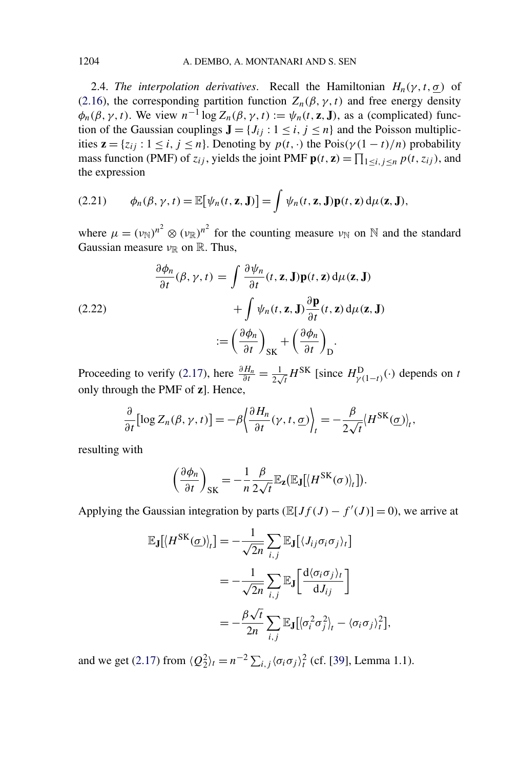2.4. *The interpolation derivatives.* Recall the Hamiltonian $H_n(\gamma, t, \underline{\sigma})$ of (2.16), the corresponding partition function $Z_n(\beta, \gamma, t)$ and free energy density $\phi_n(\beta, \gamma, t)$. We view $n^{-1} \log Z_n(\beta, \gamma, t) := \psi_n(t, \mathbf{z}, \mathbf{J})$, as a (complicated) function of the Gaussian couplings $\mathbf{J} = \{J_{ij} : 1 \le i, j \le n\}$ and the Poisson multiplicities $\mathbf{z} = \{z_{ij} : 1 \le i, j \le n\}$. Denoting by $p(t, \cdot)$ the Pois$(\gamma(1-t)/n)$ probability mass function (PMF) of $z_{ij}$, yields the joint PMF $\mathbf{p}(t, \mathbf{z}) = \prod_{1 \le i, j \le n} p(t, z_{ij})$, and the expression

$$\phi_n(\beta, \gamma, t) = \mathbb{E}\big[\psi_n(t, \mathbf{z}, \mathbf{J})\big] = \int \psi_n(t, \mathbf{z}, \mathbf{J}) \mathbf{p}(t, \mathbf{z}) \, \mathrm{d}\mu(\mathbf{z}, \mathbf{J}), \tag{2.21}$$

where $\mu = (\nu_{\mathbb{N}})^{n^2} \otimes (\nu_{\mathbb{R}})^{n^2}$ for the counting measure $\nu_{\mathbb{N}}$ on $\mathbb{N}$ and the standard Gaussian measure $\nu_{\mathbb{R}}$ on $\mathbb{R}$. Thus,

$$\begin{aligned}
\frac{\partial \phi_n}{\partial t}(\beta, \gamma, t) &= \int \frac{\partial \psi_n}{\partial t}(t, \mathbf{z}, \mathbf{J}) \mathbf{p}(t, \mathbf{z}) \, \mathrm{d}\mu(\mathbf{z}, \mathbf{J}) \\
&\quad + \int \psi_n(t, \mathbf{z}, \mathbf{J}) \frac{\partial \mathbf{p}}{\partial t}(t, \mathbf{z}) \, \mathrm{d}\mu(\mathbf{z}, \mathbf{J}) \\
&:= \left(\frac{\partial \phi_n}{\partial t}\right)_{\mathrm{SK}} + \left(\frac{\partial \phi_n}{\partial t}\right)_{\mathrm{D}}.
\end{aligned} \tag{2.22}$$

Proceeding to verify (2.17), here $\frac{\partial H_n}{\partial t} = \frac{1}{2\sqrt{t}} H^{\mathrm{SK}}$ [since $H^{\mathrm{D}}_{\gamma(1-t)}(\cdot)$ depends on $t$ only through the PMF of $\mathbf{z}$]. Hence,

$$\frac{\partial}{\partial t}\big[\log Z_n(\beta, \gamma, t)\big] = -\beta \left\langle \frac{\partial H_n}{\partial t}(\gamma, t, \underline{\sigma}) \right\rangle_t = -\frac{\beta}{2\sqrt{t}} \langle H^{\mathrm{SK}}(\underline{\sigma}) \rangle_t,$$

resulting with

$$\left(\frac{\partial \phi_n}{\partial t}\right)_{\mathrm{SK}} = -\frac{1}{n} \frac{\beta}{2\sqrt{t}} \mathbb{E}_{\mathbf{z}}\big(\mathbb{E}_{\mathbf{J}}\big[\langle H^{\mathrm{SK}}(\sigma) \rangle_t\big]\big).$$

Applying the Gaussian integration by parts ($\mathbb{E}[J f(J) - f'(J)] = 0$), we arrive at

$$\begin{aligned}
\mathbb{E}_{\mathbf{J}}\big[\langle H^{\mathrm{SK}}(\underline{\sigma}) \rangle_t\big] &= -\frac{1}{\sqrt{2n}} \sum_{i,j} \mathbb{E}_{\mathbf{J}}\big[\langle J_{ij} \sigma_i \sigma_j \rangle_t\big] \\
&= -\frac{1}{\sqrt{2n}} \sum_{i,j} \mathbb{E}_{\mathbf{J}}\left[\frac{\mathrm{d}\langle \sigma_i \sigma_j \rangle_t}{\mathrm{d}J_{ij}}\right] \\
&= -\frac{\beta\sqrt{t}}{2n} \sum_{i,j} \mathbb{E}_{\mathbf{J}}\big[\langle \sigma_i^2 \sigma_j^2 \rangle_t - \langle \sigma_i \sigma_j \rangle_t^2\big],
\end{aligned}$$

and we get (2.17) from $\langle Q_2^2 \rangle_t = n^{-2} \sum_{i,j} \langle \sigma_i \sigma_j \rangle_t^2$ (cf. [39], Lemma 1.1).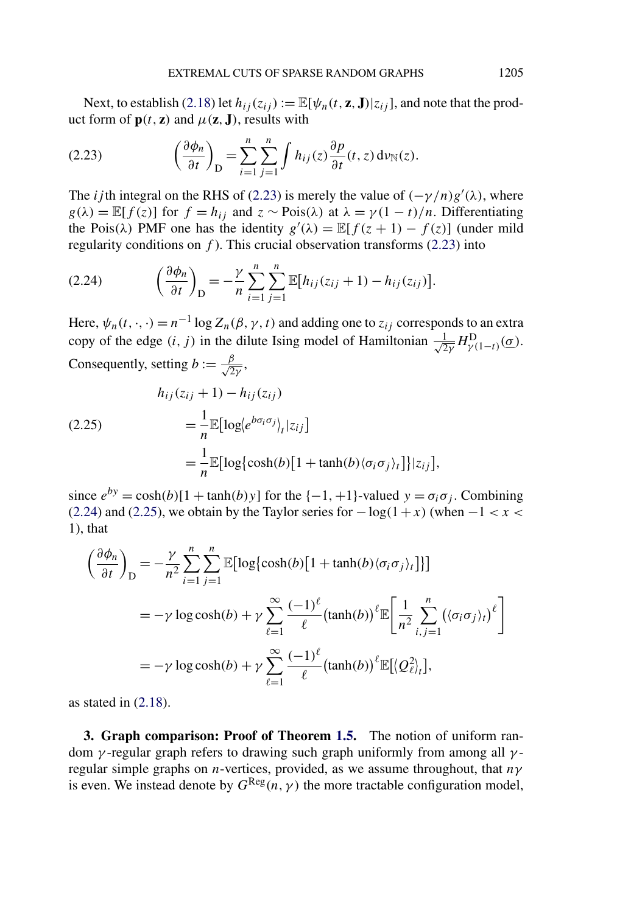Next, to establish (2.18) let $h_{ij}(z_{ij}) := \mathbb{E}[\psi_n(t, \mathbf{z}, \mathbf{J})|z_{ij}]$, and note that the product form of $\mathbf{p}(t, \mathbf{z})$ and $\mu(\mathbf{z}, \mathbf{J})$, results with

$$\left(\frac{\partial \phi_n}{\partial t}\right)_{\mathrm{D}} = \sum_{i=1}^{n} \sum_{j=1}^{n} \int h_{ij}(z) \frac{\partial p}{\partial t}(t, z) \, \mathrm{d}\nu_{\mathbb{N}}(z). \tag{2.23}$$

The $ij$th integral on the RHS of (2.23) is merely the value of $(-\gamma/n)g'(\lambda)$, where $g(\lambda) = \mathbb{E}[f(z)]$ for $f = h_{ij}$ and $z \sim \mathrm{Pois}(\lambda)$ at $\lambda = \gamma(1-t)/n$. Differentiating the Pois($\lambda$) PMF one has the identity $g'(\lambda) = \mathbb{E}[f(z+1) - f(z)]$ (under mild regularity conditions on $f$). This crucial observation transforms (2.23) into

$$\left(\frac{\partial \phi_n}{\partial t}\right)_{\mathrm{D}} = -\frac{\gamma}{n} \sum_{i=1}^{n} \sum_{j=1}^{n} \mathbb{E}\big[h_{ij}(z_{ij}+1) - h_{ij}(z_{ij})\big]. \tag{2.24}$$

Here, $\psi_n(t, \cdot, \cdot) = n^{-1} \log Z_n(\beta, \gamma, t)$ and adding one to $z_{ij}$ corresponds to an extra copy of the edge $(i, j)$ in the dilute Ising model of Hamiltonian $\frac{1}{\sqrt{2\gamma}} H^{\mathrm{D}}_{\gamma(1-t)}(\underline{\sigma})$. Consequently, setting $b := \frac{\beta}{\sqrt{2\gamma}}$,

$$\begin{aligned}
&h_{ij}(z_{ij}+1) - h_{ij}(z_{ij}) \\
&\quad = \frac{1}{n} \mathbb{E}\big[\log \langle e^{b\sigma_i \sigma_j} \rangle_t | z_{ij}\big] \\
&\quad = \frac{1}{n} \mathbb{E}\big[\log\{\cosh(b)\big[1 + \tanh(b) \langle \sigma_i \sigma_j \rangle_t\big]\} | z_{ij}\big],
\end{aligned} \tag{2.25}$$

since $e^{by} = \cosh(b)[1 + \tanh(b) y]$ for the $\{-1, +1\}$-valued $y = \sigma_i \sigma_j$. Combining (2.24) and (2.25), we obtain by the Taylor series for $-\log(1+x)$ (when $-1 < x < 1$), that

$$\begin{aligned}
\left(\frac{\partial \phi_n}{\partial t}\right)_{\mathrm{D}} &= -\frac{\gamma}{n^2} \sum_{i=1}^{n} \sum_{j=1}^{n} \mathbb{E}\big[\log\{\cosh(b)\big[1 + \tanh(b) \langle \sigma_i \sigma_j \rangle_t\big]\}\big] \\
&= -\gamma \log \cosh(b) + \gamma \sum_{\ell=1}^{\infty} \frac{(-1)^\ell}{\ell} \big(\tanh(b)\big)^\ell \mathbb{E}\left[\frac{1}{n^2} \sum_{i,j=1}^{n} \big(\langle \sigma_i \sigma_j \rangle_t\big)^\ell\right] \\
&= -\gamma \log \cosh(b) + \gamma \sum_{\ell=1}^{\infty} \frac{(-1)^\ell}{\ell} \big(\tanh(b)\big)^\ell \mathbb{E}\big[\langle Q_\ell^2 \rangle_t\big],
\end{aligned}$$

as stated in (2.18).

**3. Graph comparison: Proof of Theorem 1.5.** The notion of uniform random $\gamma$-regular graph refers to drawing such graph uniformly from among all $\gamma$-regular simple graphs on $n$-vertices, provided, as we assume throughout, that $n\gamma$ is even. We instead denote by $G^{\mathrm{Reg}}(n, \gamma)$ the more tractable configuration model,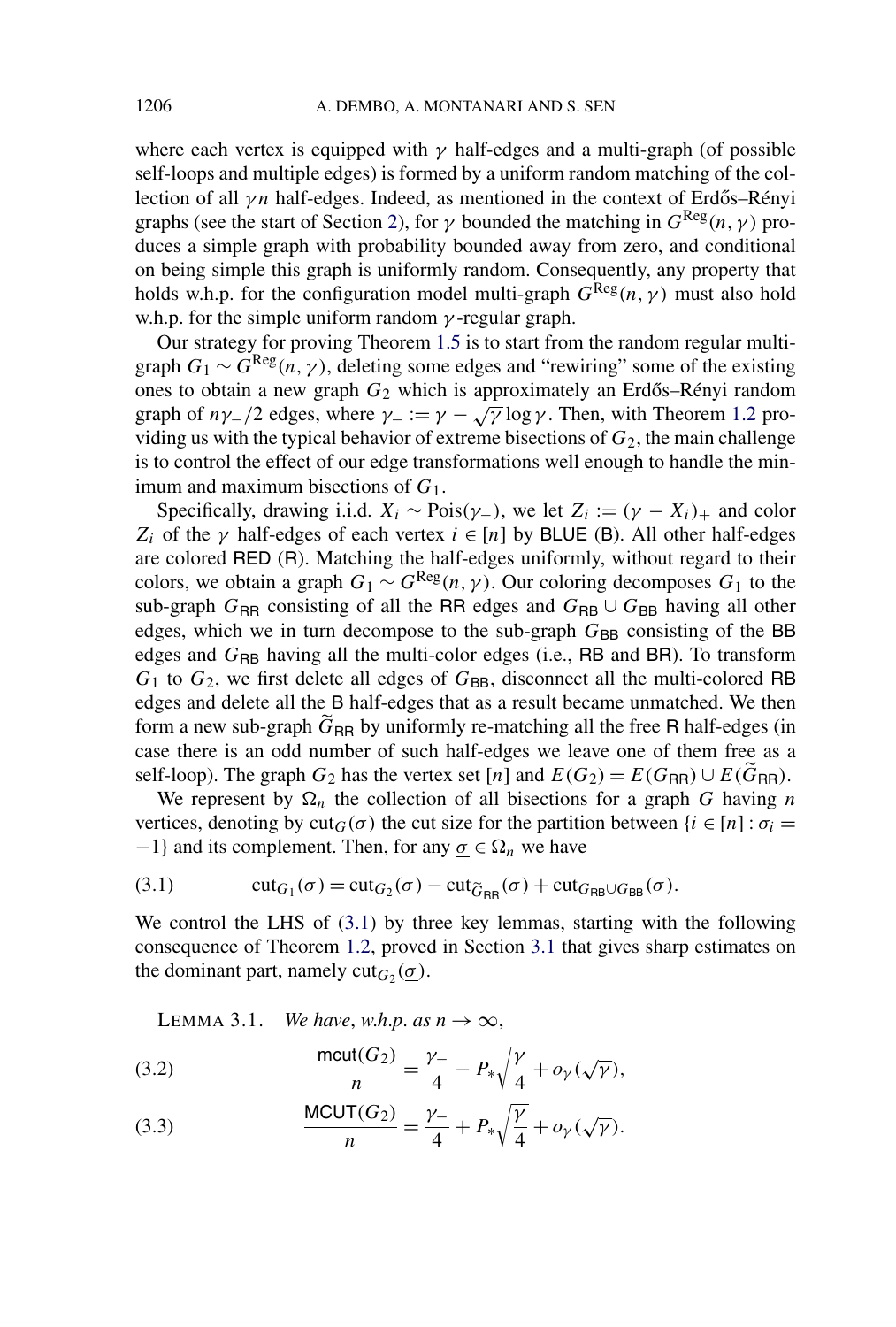where each vertex is equipped with $\gamma$ half-edges and a multi-graph (of possible self-loops and multiple edges) is formed by a uniform random matching of the collection of all $\gamma n$ half-edges. Indeed, as mentioned in the context of Erdős–Rényi graphs (see the start of Section 2), for $\gamma$ bounded the matching in $G^{\mathrm{Reg}}(n,\gamma)$ produces a simple graph with probability bounded away from zero, and conditional on being simple this graph is uniformly random. Consequently, any property that holds w.h.p. for the configuration model multi-graph $G^{\mathrm{Reg}}(n,\gamma)$ must also hold w.h.p. for the simple uniform random $\gamma$-regular graph.

Our strategy for proving Theorem 1.5 is to start from the random regular multi-graph $G_1 \sim G^{\mathrm{Reg}}(n,\gamma)$, deleting some edges and "rewiring" some of the existing ones to obtain a new graph $G_2$ which is approximately an Erdős–Rényi random graph of $n\gamma_-/2$ edges, where $\gamma_- := \gamma - \sqrt{\gamma}\log\gamma$. Then, with Theorem 1.2 providing us with the typical behavior of extreme bisections of $G_2$, the main challenge is to control the effect of our edge transformations well enough to handle the minimum and maximum bisections of $G_1$.

Specifically, drawing i.i.d. $X_i \sim \mathrm{Pois}(\gamma_-)$, we let $Z_i := (\gamma - X_i)_+$ and color $Z_i$ of the $\gamma$ half-edges of each vertex $i \in [n]$ by BLUE (B). All other half-edges are colored RED (R). Matching the half-edges uniformly, without regard to their colors, we obtain a graph $G_1 \sim G^{\mathrm{Reg}}(n,\gamma)$. Our coloring decomposes $G_1$ to the sub-graph $G_{\mathsf{RR}}$ consisting of all the RR edges and $G_{\mathsf{RB}} \cup G_{\mathsf{BB}}$ having all other edges, which we in turn decompose to the sub-graph $G_{\mathsf{BB}}$ consisting of the BB edges and $G_{\mathsf{RB}}$ having all the multi-color edges (i.e., RB and BR). To transform $G_1$ to $G_2$, we first delete all edges of $G_{\mathsf{BB}}$, disconnect all the multi-colored RB edges and delete all the B half-edges that as a result became unmatched. We then form a new sub-graph $\widetilde{G}_{\mathsf{RR}}$ by uniformly re-matching all the free R half-edges (in case there is an odd number of such half-edges we leave one of them free as a self-loop). The graph $G_2$ has the vertex set $[n]$ and $E(G_2) = E(G_{\mathsf{RR}}) \cup E(\widetilde{G}_{\mathsf{RR}})$.

We represent by $\Omega_n$ the collection of all bisections for a graph $G$ having $n$ vertices, denoting by $\mathrm{cut}_G(\underline{\sigma})$ the cut size for the partition between $\{i \in [n] : \sigma_i = -1\}$ and its complement. Then, for any $\underline{\sigma} \in \Omega_n$ we have

$$\mathrm{cut}_{G_1}(\underline{\sigma}) = \mathrm{cut}_{G_2}(\underline{\sigma}) - \mathrm{cut}_{\widetilde{G}_{\mathsf{RR}}}(\underline{\sigma}) + \mathrm{cut}_{G_{\mathsf{RB}} \cup G_{\mathsf{BB}}}(\underline{\sigma}). \tag{3.1}$$

We control the LHS of (3.1) by three key lemmas, starting with the following consequence of Theorem 1.2, proved in Section 3.1 that gives sharp estimates on the dominant part, namely $\mathrm{cut}_{G_2}(\underline{\sigma})$.

LEMMA 3.1. *We have, w.h.p. as $n \to \infty$,*

$$\frac{\mathsf{mcut}(G_2)}{n} = \frac{\gamma_-}{4} - P_*\sqrt{\frac{\gamma}{4}} + o_\gamma(\sqrt{\gamma}), \tag{3.2}$$

$$\frac{\mathsf{MCUT}(G_2)}{n} = \frac{\gamma_-}{4} + P_*\sqrt{\frac{\gamma}{4}} + o_\gamma(\sqrt{\gamma}). \tag{3.3}$$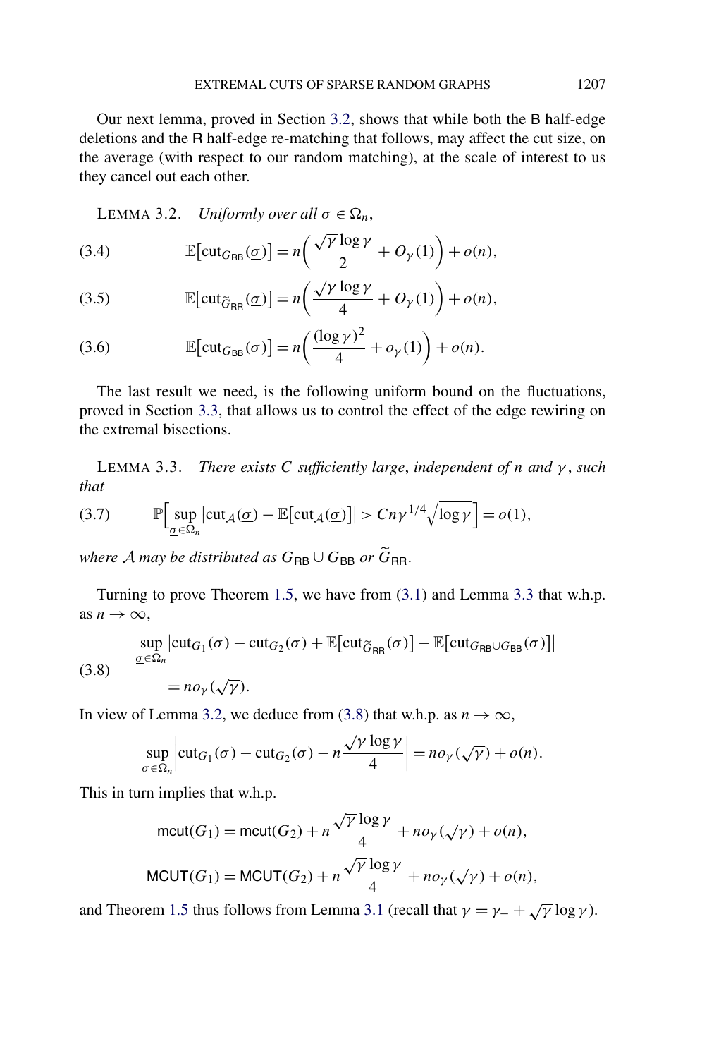Our next lemma, proved in Section 3.2, shows that while both the B half-edge deletions and the R half-edge re-matching that follows, may affect the cut size, on the average (with respect to our random matching), at the scale of interest to us they cancel out each other.

LEMMA 3.2. *Uniformly over all $\underline{\sigma} \in \Omega_n$,*

$$\mathbb{E}\big[\mathrm{cut}_{G_{\mathsf{RB}}}(\underline{\sigma})\big] = n\bigg(\frac{\sqrt{\gamma}\log\gamma}{2} + O_\gamma(1)\bigg) + o(n), \tag{3.4}$$

$$\mathbb{E}\big[\mathrm{cut}_{\widetilde{G}_{\mathsf{RR}}}(\underline{\sigma})\big] = n\bigg(\frac{\sqrt{\gamma}\log\gamma}{4} + O_\gamma(1)\bigg) + o(n), \tag{3.5}$$

$$\mathbb{E}\big[\mathrm{cut}_{G_{\mathsf{BB}}}(\underline{\sigma})\big] = n\bigg(\frac{(\log\gamma)^2}{4} + o_\gamma(1)\bigg) + o(n). \tag{3.6}$$

The last result we need, is the following uniform bound on the fluctuations, proved in Section 3.3, that allows us to control the effect of the edge rewiring on the extremal bisections.

LEMMA 3.3. *There exists $C$ sufficiently large, independent of $n$ and $\gamma$, such that*

$$\mathbb{P}\Big[\sup_{\underline{\sigma}\in\Omega_n}\big|\mathrm{cut}_{\mathcal{A}}(\underline{\sigma}) - \mathbb{E}\big[\mathrm{cut}_{\mathcal{A}}(\underline{\sigma})\big]\big| > Cn\gamma^{1/4}\sqrt{\log\gamma}\Big] = o(1), \tag{3.7}$$

*where $\mathcal{A}$ may be distributed as $G_{\mathsf{RB}} \cup G_{\mathsf{BB}}$ or $\widetilde{G}_{\mathsf{RR}}$.*

Turning to prove Theorem 1.5, we have from (3.1) and Lemma 3.3 that w.h.p. as $n \to \infty$,

$$\begin{aligned}
&\sup_{\underline{\sigma}\in\Omega_n}\big|\mathrm{cut}_{G_1}(\underline{\sigma}) - \mathrm{cut}_{G_2}(\underline{\sigma}) + \mathbb{E}\big[\mathrm{cut}_{\widetilde{G}_{\mathsf{RR}}}(\underline{\sigma})\big] - \mathbb{E}\big[\mathrm{cut}_{G_{\mathsf{RB}}\cup G_{\mathsf{BB}}}(\underline{\sigma})\big]\big| \\
&\qquad = n o_\gamma(\sqrt{\gamma}).
\end{aligned} \tag{3.8}$$

In view of Lemma 3.2, we deduce from (3.8) that w.h.p. as $n \to \infty$,

$$\sup_{\underline{\sigma}\in\Omega_n}\bigg|\mathrm{cut}_{G_1}(\underline{\sigma}) - \mathrm{cut}_{G_2}(\underline{\sigma}) - n\frac{\sqrt{\gamma}\log\gamma}{4}\bigg| = n o_\gamma(\sqrt{\gamma}) + o(n).$$

This in turn implies that w.h.p.

$$\mathsf{mcut}(G_1) = \mathsf{mcut}(G_2) + n\frac{\sqrt{\gamma}\log\gamma}{4} + n o_\gamma(\sqrt{\gamma}) + o(n),$$

$$\mathsf{MCUT}(G_1) = \mathsf{MCUT}(G_2) + n\frac{\sqrt{\gamma}\log\gamma}{4} + n o_\gamma(\sqrt{\gamma}) + o(n),$$

and Theorem 1.5 thus follows from Lemma 3.1 (recall that $\gamma = \gamma_- + \sqrt{\gamma}\log\gamma$).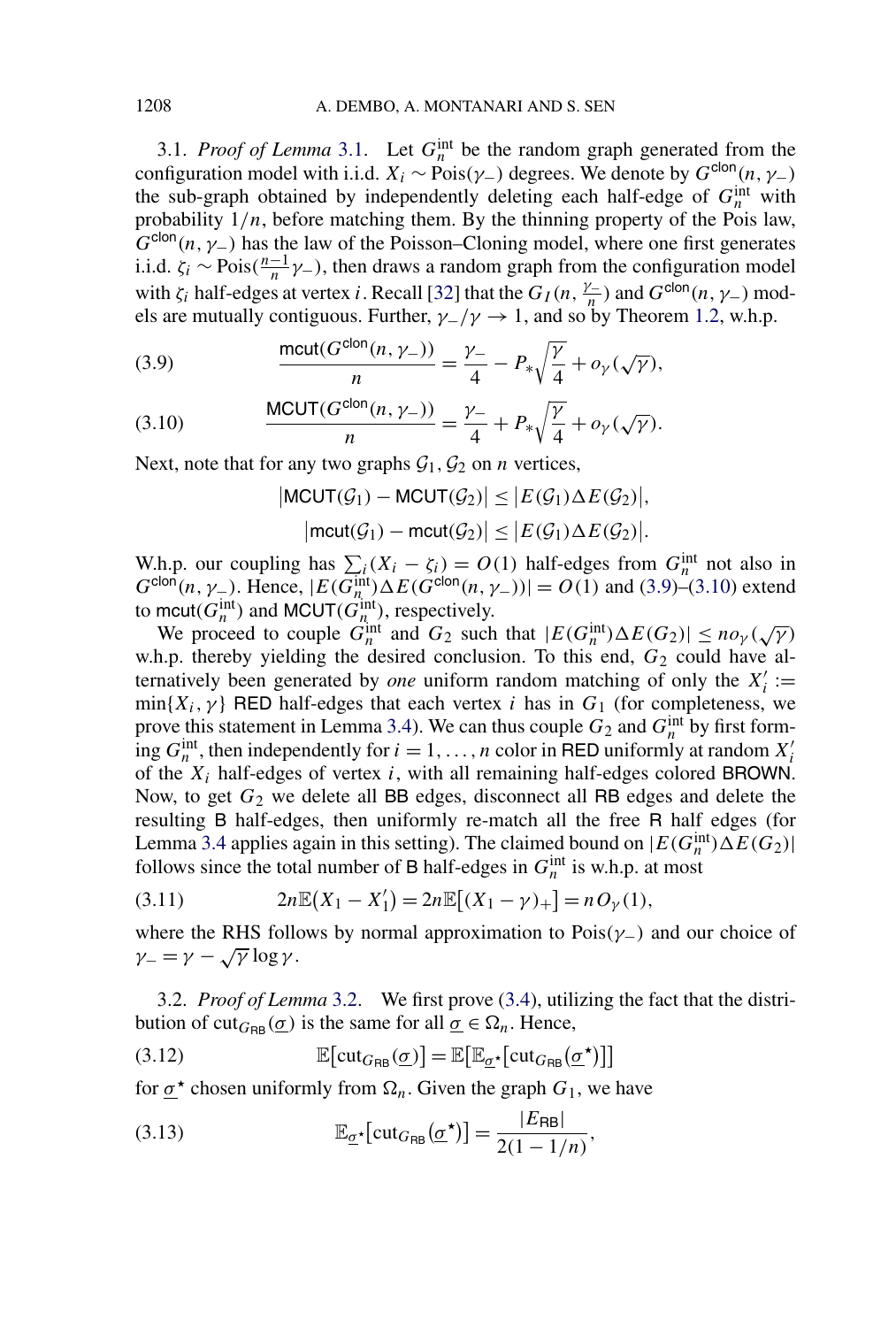3.1. *Proof of Lemma* 3.1. Let $G_n^{\text{int}}$ be the random graph generated from the configuration model with i.i.d. $X_i \sim \text{Pois}(\gamma_-)$ degrees. We denote by $G^{\text{clon}}(n, \gamma_-)$ the sub-graph obtained by independently deleting each half-edge of $G_n^{\text{int}}$ with probability $1/n$, before matching them. By the thinning property of the Pois law, $G^{\text{clon}}(n, \gamma_-)$ has the law of the Poisson–Cloning model, where one first generates i.i.d. $\zeta_i \sim \text{Pois}(\frac{n-1}{n}\gamma_-)$, then draws a random graph from the configuration model with $\zeta_i$ half-edges at vertex $i$. Recall [32] that the $G_I(n, \frac{\gamma_-}{n})$ and $G^{\text{clon}}(n, \gamma_-)$ models are mutually contiguous. Further, $\gamma_-/\gamma \to 1$, and so by Theorem 1.2, w.h.p.

$$\frac{\mathsf{mcut}(G^{\text{clon}}(n, \gamma_-))}{n} = \frac{\gamma_-}{4} - P_* \sqrt{\frac{\gamma}{4}} + o_\gamma(\sqrt{\gamma}), \tag{3.9}$$

$$\frac{\mathsf{MCUT}(G^{\text{clon}}(n, \gamma_-))}{n} = \frac{\gamma_-}{4} + P_* \sqrt{\frac{\gamma}{4}} + o_\gamma(\sqrt{\gamma}). \tag{3.10}$$

Next, note that for any two graphs $\mathcal{G}_1, \mathcal{G}_2$ on $n$ vertices,

$$\left|\mathsf{MCUT}(\mathcal{G}_1) - \mathsf{MCUT}(\mathcal{G}_2)\right| \le \left|E(\mathcal{G}_1) \Delta E(\mathcal{G}_2)\right|,$$

$$\left|\mathsf{mcut}(\mathcal{G}_1) - \mathsf{mcut}(\mathcal{G}_2)\right| \le \left|E(\mathcal{G}_1) \Delta E(\mathcal{G}_2)\right|.$$

W.h.p. our coupling has $\sum_i (X_i - \zeta_i) = O(1)$ half-edges from $G_n^{\text{int}}$ not also in $G^{\text{clon}}(n, \gamma_-)$. Hence, $|E(G_n^{\text{int}}) \Delta E(G^{\text{clon}}(n, \gamma_-))| = O(1)$ and (3.9)–(3.10) extend to $\mathsf{mcut}(G_n^{\text{int}})$ and $\mathsf{MCUT}(G_n^{\text{int}})$, respectively.

We proceed to couple $G_n^{\text{int}}$ and $G_2$ such that $|E(G_n^{\text{int}}) \Delta E(G_2)| \le n o_\gamma(\sqrt{\gamma})$ w.h.p. thereby yielding the desired conclusion. To this end, $G_2$ could have alternatively been generated by *one* uniform random matching of only the $X_i' := \min\{X_i, \gamma\}$ RED half-edges that each vertex $i$ has in $G_1$ (for completeness, we prove this statement in Lemma 3.4). We can thus couple $G_2$ and $G_n^{\text{int}}$ by first forming $G_n^{\text{int}}$, then independently for $i = 1, \dots, n$ color in RED uniformly at random $X_i'$ of the $X_i$ half-edges of vertex $i$, with all remaining half-edges colored BROWN. Now, to get $G_2$ we delete all BB edges, disconnect all RB edges and delete the resulting B half-edges, then uniformly re-match all the free R half edges (for Lemma 3.4 applies again in this setting). The claimed bound on $|E(G_n^{\text{int}}) \Delta E(G_2)|$ follows since the total number of B half-edges in $G_n^{\text{int}}$ is w.h.p. at most

$$2n\mathbb{E}(X_1 - X_1') = 2n\mathbb{E}[(X_1 - \gamma)_+] = n O_\gamma(1), \tag{3.11}$$

where the RHS follows by normal approximation to $\text{Pois}(\gamma_-)$ and our choice of $\gamma_- = \gamma - \sqrt{\gamma} \log \gamma$.

3.2. *Proof of Lemma* 3.2. We first prove (3.4), utilizing the fact that the distribution of $\text{cut}_{G_{\mathsf{RB}}}(\underline{\sigma})$ is the same for all $\underline{\sigma} \in \Omega_n$. Hence,

$$\mathbb{E}[\text{cut}_{G_{\mathsf{RB}}}(\underline{\sigma})] = \mathbb{E}[\mathbb{E}_{\underline{\sigma}^\star}[\text{cut}_{G_{\mathsf{RB}}}(\underline{\sigma}^\star)]] \tag{3.12}$$

for $\underline{\sigma}^\star$ chosen uniformly from $\Omega_n$. Given the graph $G_1$, we have

$$\mathbb{E}_{\underline{\sigma}^\star}[\text{cut}_{G_{\mathsf{RB}}}(\underline{\sigma}^\star)] = \frac{|E_{\mathsf{RB}}|}{2(1 - 1/n)}, \tag{3.13}$$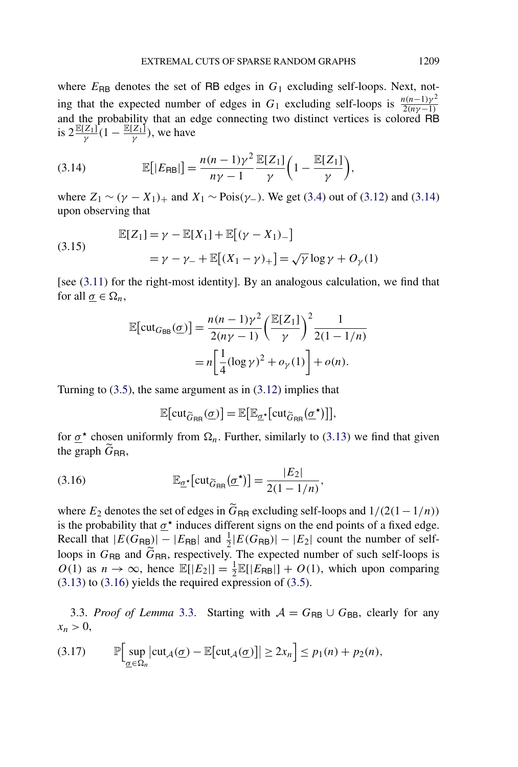where $E_{\mathsf{RB}}$ denotes the set of $\mathsf{RB}$ edges in $G_1$ excluding self-loops. Next, noting that the expected number of edges in $G_1$ excluding self-loops is $\frac{n(n-1)\gamma^2}{2(n\gamma-1)}$ and the probability that an edge connecting two distinct vertices is colored $\mathsf{RB}$ is $2\frac{\mathbb{E}[Z_1]}{\gamma}(1-\frac{\mathbb{E}[Z_1]}{\gamma})$, we have

$$\mathbb{E}\big[|E_{\mathsf{RB}}|\big] = \frac{n(n-1)\gamma^2}{n\gamma - 1}\frac{\mathbb{E}[Z_1]}{\gamma}\left(1 - \frac{\mathbb{E}[Z_1]}{\gamma}\right), \tag{3.14}$$

where $Z_1 \sim (\gamma - X_1)_+$ and $X_1 \sim \mathrm{Pois}(\gamma_-)$. We get (3.4) out of (3.12) and (3.14) upon observing that

$$\begin{aligned}\mathbb{E}[Z_1] &= \gamma - \mathbb{E}[X_1] + \mathbb{E}\big[(\gamma - X_1)_-\big] \\ &= \gamma - \gamma_- + \mathbb{E}\big[(X_1 - \gamma)_+\big] = \sqrt{\gamma}\log\gamma + O_\gamma(1)\end{aligned} \tag{3.15}$$

[see (3.11) for the right-most identity]. By an analogous calculation, we find that for all $\underline{\sigma} \in \Omega_n$,

$$\begin{aligned}\mathbb{E}\big[\mathrm{cut}_{G_{\mathsf{BB}}}(\underline{\sigma})\big] &= \frac{n(n-1)\gamma^2}{2(n\gamma-1)}\left(\frac{\mathbb{E}[Z_1]}{\gamma}\right)^2 \frac{1}{2(1-1/n)} \\ &= n\left[\frac{1}{4}(\log\gamma)^2 + o_\gamma(1)\right] + o(n).\end{aligned}$$

Turning to (3.5), the same argument as in (3.12) implies that

$$\mathbb{E}\big[\mathrm{cut}_{\widetilde{G}_{\mathsf{RR}}}(\underline{\sigma})\big] = \mathbb{E}\big[\mathbb{E}_{\underline{\sigma}^\star}\big[\mathrm{cut}_{\widetilde{G}_{\mathsf{RR}}}(\underline{\sigma}^\star)\big]\big],$$

for $\underline{\sigma}^\star$ chosen uniformly from $\Omega_n$. Further, similarly to (3.13) we find that given the graph $\widetilde{G}_{\mathsf{RR}}$,

$$\mathbb{E}_{\underline{\sigma}^\star}\big[\mathrm{cut}_{\widetilde{G}_{\mathsf{RR}}}(\underline{\sigma}^\star)\big] = \frac{|E_2|}{2(1-1/n)}, \tag{3.16}$$

where $E_2$ denotes the set of edges in $\widetilde{G}_{\mathsf{RR}}$ excluding self-loops and $1/(2(1-1/n))$ is the probability that $\underline{\sigma}^\star$ induces different signs on the end points of a fixed edge. Recall that $|E(G_{\mathsf{RB}})| - |E_{\mathsf{RB}}|$ and $\frac{1}{2}|E(G_{\mathsf{RB}})| - |E_2|$ count the number of self-loops in $G_{\mathsf{RB}}$ and $\widetilde{G}_{\mathsf{RR}}$, respectively. The expected number of such self-loops is $O(1)$ as $n \to \infty$, hence $\mathbb{E}[|E_2|] = \frac{1}{2}\mathbb{E}[|E_{\mathsf{RB}}|] + O(1)$, which upon comparing (3.13) to (3.16) yields the required expression of (3.5).

3.3. *Proof of Lemma* 3.3. Starting with $\mathcal{A} = G_{\mathsf{RB}} \cup G_{\mathsf{BB}}$, clearly for any $x_n > 0$,

$$\mathbb{P}\Big[\sup_{\underline{\sigma}\in\Omega_n}\big|\mathrm{cut}_{\mathcal{A}}(\underline{\sigma}) - \mathbb{E}\big[\mathrm{cut}_{\mathcal{A}}(\underline{\sigma})\big]\big| \geq 2x_n\Big] \leq p_1(n) + p_2(n), \tag{3.17}$$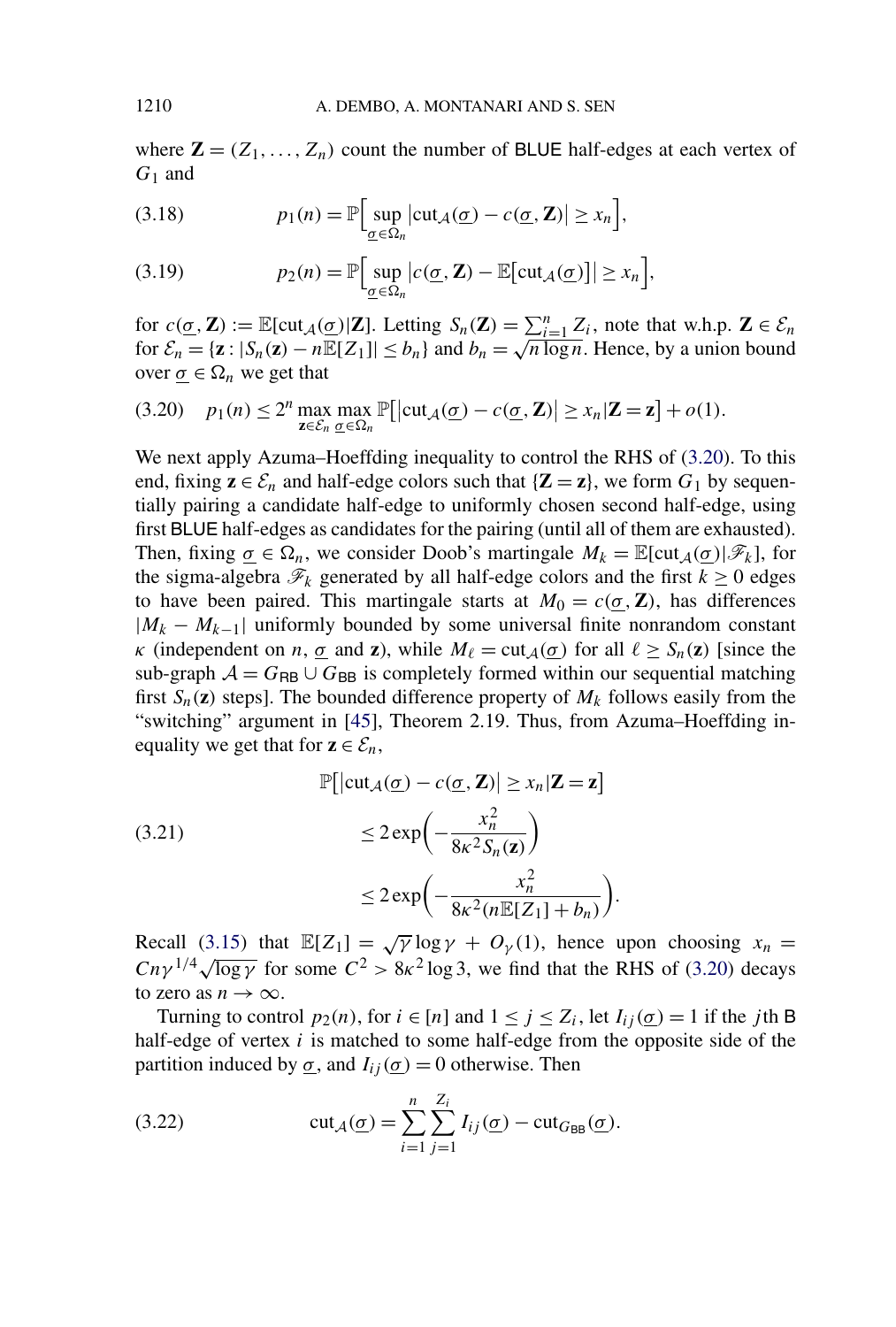where $\mathbf{Z} = (Z_1, \dots, Z_n)$ count the number of BLUE half-edges at each vertex of $G_1$ and

$$p_1(n) = \mathbb{P}\Big[\sup_{\underline{\sigma} \in \Omega_n} \big|\text{cut}_{\mathcal{A}}(\underline{\sigma}) - c(\underline{\sigma}, \mathbf{Z})\big| \geq x_n\Big], \tag{3.18}$$

$$p_2(n) = \mathbb{P}\Big[\sup_{\underline{\sigma} \in \Omega_n} \big|c(\underline{\sigma}, \mathbf{Z}) - \mathbb{E}\big[\text{cut}_{\mathcal{A}}(\underline{\sigma})\big]\big| \geq x_n\Big], \tag{3.19}$$

for $c(\underline{\sigma}, \mathbf{Z}) := \mathbb{E}[\text{cut}_{\mathcal{A}}(\underline{\sigma})|\mathbf{Z}]$. Letting $S_n(\mathbf{Z}) = \sum_{i=1}^n Z_i$, note that w.h.p. $\mathbf{Z} \in \mathcal{E}_n$ for $\mathcal{E}_n = \{\mathbf{z} : |S_n(\mathbf{z}) - n\mathbb{E}[Z_1]| \leq b_n\}$ and $b_n = \sqrt{n \log n}$. Hence, by a union bound over $\underline{\sigma} \in \Omega_n$ we get that

$$p_1(n) \leq 2^n \max_{\mathbf{z} \in \mathcal{E}_n} \max_{\underline{\sigma} \in \Omega_n} \mathbb{P}\big[\big|\text{cut}_{\mathcal{A}}(\underline{\sigma}) - c(\underline{\sigma}, \mathbf{Z})\big| \geq x_n | \mathbf{Z} = \mathbf{z}\big] + o(1). \tag{3.20}$$

We next apply Azuma–Hoeffding inequality to control the RHS of (3.20). To this end, fixing $\mathbf{z} \in \mathcal{E}_n$ and half-edge colors such that $\{\mathbf{Z} = \mathbf{z}\}$, we form $G_1$ by sequentially pairing a candidate half-edge to uniformly chosen second half-edge, using first BLUE half-edges as candidates for the pairing (until all of them are exhausted). Then, fixing $\underline{\sigma} \in \Omega_n$, we consider Doob's martingale $M_k = \mathbb{E}[\text{cut}_{\mathcal{A}}(\underline{\sigma})|\mathscr{F}_k]$, for the sigma-algebra $\mathscr{F}_k$ generated by all half-edge colors and the first $k \geq 0$ edges to have been paired. This martingale starts at $M_0 = c(\underline{\sigma}, \mathbf{Z})$, has differences $|M_k - M_{k-1}|$ uniformly bounded by some universal finite nonrandom constant $\kappa$ (independent on $n$, $\underline{\sigma}$ and $\mathbf{z}$), while $M_\ell = \text{cut}_{\mathcal{A}}(\underline{\sigma})$ for all $\ell \geq S_n(\mathbf{z})$ [since the sub-graph $\mathcal{A} = G_{\mathsf{RB}} \cup G_{\mathsf{BB}}$ is completely formed within our sequential matching first $S_n(\mathbf{z})$ steps]. The bounded difference property of $M_k$ follows easily from the "switching" argument in [45], Theorem 2.19. Thus, from Azuma–Hoeffding inequality we get that for $\mathbf{z} \in \mathcal{E}_n$,

$$\begin{aligned} &\mathbb{P}\big[\big|\text{cut}_{\mathcal{A}}(\underline{\sigma}) - c(\underline{\sigma}, \mathbf{Z})\big| \geq x_n | \mathbf{Z} = \mathbf{z}\big] \\ &\qquad \leq 2\exp\Big(-\frac{x_n^2}{8\kappa^2 S_n(\mathbf{z})}\Big) \\ &\qquad \leq 2\exp\Big(-\frac{x_n^2}{8\kappa^2(n\mathbb{E}[Z_1] + b_n)}\Big). \end{aligned} \tag{3.21}$$

Recall (3.15) that $\mathbb{E}[Z_1] = \sqrt{\gamma}\log\gamma + O_\gamma(1)$, hence upon choosing $x_n = Cn\gamma^{1/4}\sqrt{\log\gamma}$ for some $C^2 > 8\kappa^2 \log 3$, we find that the RHS of (3.20) decays to zero as $n \to \infty$.

Turning to control $p_2(n)$, for $i \in [n]$ and $1 \leq j \leq Z_i$, let $I_{ij}(\underline{\sigma}) = 1$ if the $j$th B half-edge of vertex $i$ is matched to some half-edge from the opposite side of the partition induced by $\underline{\sigma}$, and $I_{ij}(\underline{\sigma}) = 0$ otherwise. Then

$$\text{cut}_{\mathcal{A}}(\underline{\sigma}) = \sum_{i=1}^n \sum_{j=1}^{Z_i} I_{ij}(\underline{\sigma}) - \text{cut}_{G_{\mathsf{BB}}}(\underline{\sigma}). \tag{3.22}$$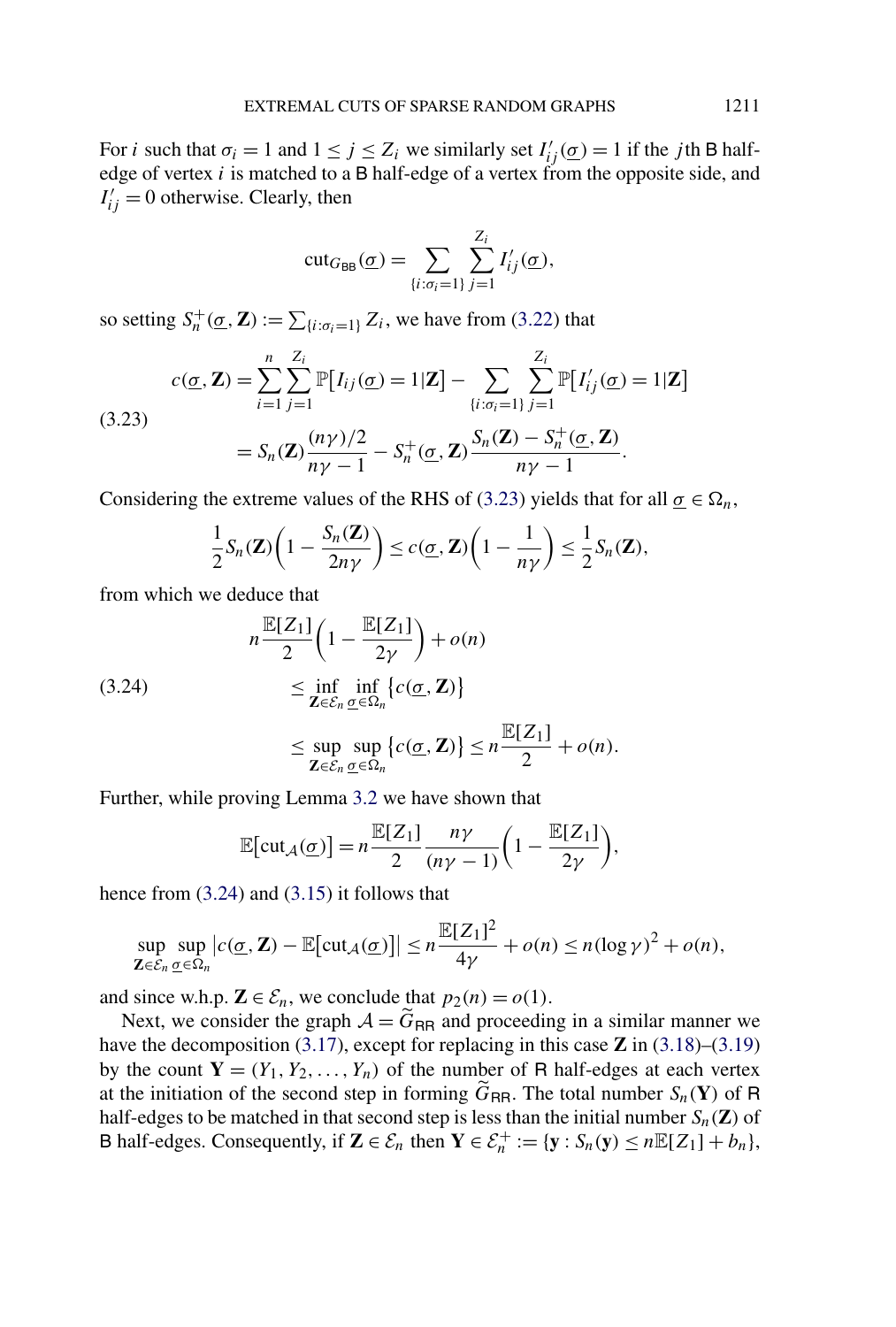For $i$ such that $\sigma_i = 1$ and $1 \le j \le Z_i$ we similarly set $I'_{ij}(\underline{\sigma}) = 1$ if the $j$th $\mathsf{B}$ half-edge of vertex $i$ is matched to a $\mathsf{B}$ half-edge of a vertex from the opposite side, and $I'_{ij} = 0$ otherwise. Clearly, then

$$\mathrm{cut}_{G_{\mathsf{BB}}}(\underline{\sigma}) = \sum_{\{i:\sigma_i=1\}} \sum_{j=1}^{Z_i} I'_{ij}(\underline{\sigma}),$$

so setting $S_n^+(\underline{\sigma}, \mathbf{Z}) := \sum_{\{i:\sigma_i=1\}} Z_i$, we have from (3.22) that

$$\begin{aligned}
c(\underline{\sigma}, \mathbf{Z}) &= \sum_{i=1}^{n} \sum_{j=1}^{Z_i} \mathbb{P}\big[I_{ij}(\underline{\sigma}) = 1 | \mathbf{Z}\big] - \sum_{\{i:\sigma_i=1\}} \sum_{j=1}^{Z_i} \mathbb{P}\big[I'_{ij}(\underline{\sigma}) = 1 | \mathbf{Z}\big] \\
&= S_n(\mathbf{Z}) \frac{(n\gamma)/2}{n\gamma - 1} - S_n^+(\underline{\sigma}, \mathbf{Z}) \frac{S_n(\mathbf{Z}) - S_n^+(\underline{\sigma}, \mathbf{Z})}{n\gamma - 1}.
\end{aligned} \tag{3.23}$$

Considering the extreme values of the RHS of (3.23) yields that for all $\underline{\sigma} \in \Omega_n$,

$$\frac{1}{2} S_n(\mathbf{Z}) \left(1 - \frac{S_n(\mathbf{Z})}{2n\gamma}\right) \le c(\underline{\sigma}, \mathbf{Z}) \left(1 - \frac{1}{n\gamma}\right) \le \frac{1}{2} S_n(\mathbf{Z}),$$

from which we deduce that

$$\begin{aligned}
& n \frac{\mathbb{E}[Z_1]}{2} \left(1 - \frac{\mathbb{E}[Z_1]}{2\gamma}\right) + o(n) \\
& \qquad \le \inf_{\mathbf{Z} \in \mathcal{E}_n} \inf_{\underline{\sigma} \in \Omega_n} \{c(\underline{\sigma}, \mathbf{Z})\} \\
& \qquad \le \sup_{\mathbf{Z} \in \mathcal{E}_n} \sup_{\underline{\sigma} \in \Omega_n} \{c(\underline{\sigma}, \mathbf{Z})\} \le n \frac{\mathbb{E}[Z_1]}{2} + o(n).
\end{aligned} \tag{3.24}$$

Further, while proving Lemma 3.2 we have shown that

$$\mathbb{E}\big[\mathrm{cut}_{\mathcal{A}}(\underline{\sigma})\big] = n \frac{\mathbb{E}[Z_1]}{2} \frac{n\gamma}{(n\gamma - 1)} \left(1 - \frac{\mathbb{E}[Z_1]}{2\gamma}\right),$$

hence from (3.24) and (3.15) it follows that

$$\sup_{\mathbf{Z} \in \mathcal{E}_n} \sup_{\underline{\sigma} \in \Omega_n} \big|c(\underline{\sigma}, \mathbf{Z}) - \mathbb{E}\big[\mathrm{cut}_{\mathcal{A}}(\underline{\sigma})\big]\big| \le n \frac{\mathbb{E}[Z_1]^2}{4\gamma} + o(n) \le n(\log \gamma)^2 + o(n),$$

and since w.h.p. $\mathbf{Z} \in \mathcal{E}_n$, we conclude that $p_2(n) = o(1)$.

Next, we consider the graph $\mathcal{A} = \widetilde{G}_{\mathsf{RR}}$ and proceeding in a similar manner we have the decomposition (3.17), except for replacing in this case $\mathbf{Z}$ in (3.18)–(3.19) by the count $\mathbf{Y} = (Y_1, Y_2, \ldots, Y_n)$ of the number of $\mathsf{R}$ half-edges at each vertex at the initiation of the second step in forming $\widetilde{G}_{\mathsf{RR}}$. The total number $S_n(\mathbf{Y})$ of $\mathsf{R}$ half-edges to be matched in that second step is less than the initial number $S_n(\mathbf{Z})$ of $\mathsf{B}$ half-edges. Consequently, if $\mathbf{Z} \in \mathcal{E}_n$ then $\mathbf{Y} \in \mathcal{E}_n^+ := \{\mathbf{y} : S_n(\mathbf{y}) \le n\mathbb{E}[Z_1] + b_n\}$,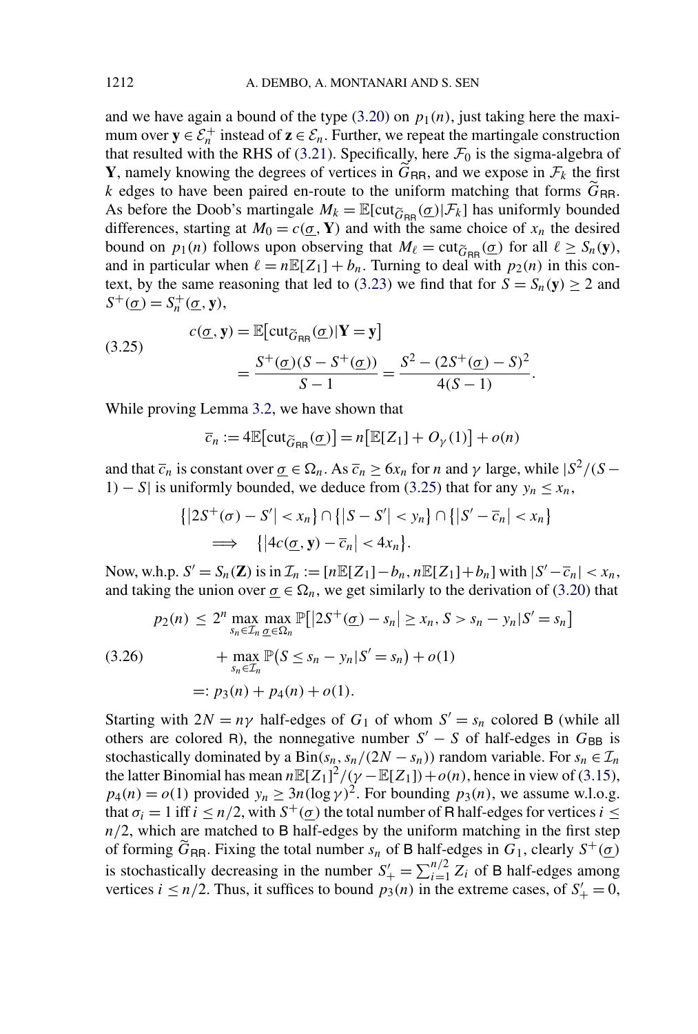and we have again a bound of the type (3.20) on $p_1(n)$, just taking here the maximum over $\mathbf{y} \in \mathcal{E}_n^+$ instead of $\mathbf{z} \in \mathcal{E}_n$. Further, we repeat the martingale construction that resulted with the RHS of (3.21). Specifically, here $\mathcal{F}_0$ is the sigma-algebra of $\mathbf{Y}$, namely knowing the degrees of vertices in $\widetilde{G}_{\mathsf{RR}}$, and we expose in $\mathcal{F}_k$ the first $k$ edges to have been paired en-route to the uniform matching that forms $\widetilde{G}_{\mathsf{RR}}$. As before the Doob's martingale $M_k = \mathbb{E}[\mathrm{cut}_{\widetilde{G}_{\mathsf{RR}}}(\underline{\sigma})|\mathcal{F}_k]$ has uniformly bounded differences, starting at $M_0 = c(\underline{\sigma}, \mathbf{Y})$ and with the same choice of $x_n$ the desired bound on $p_1(n)$ follows upon observing that $M_\ell = \mathrm{cut}_{\widetilde{G}_{\mathsf{RR}}}(\underline{\sigma})$ for all $\ell \geq S_n(\mathbf{y})$, and in particular when $\ell = n\mathbb{E}[Z_1] + b_n$. Turning to deal with $p_2(n)$ in this context, by the same reasoning that led to (3.23) we find that for $S = S_n(\mathbf{y}) \geq 2$ and $S^+(\underline{\sigma}) = S_n^+(\underline{\sigma}, \mathbf{y})$,

$$
\begin{aligned}
c(\underline{\sigma}, \mathbf{y}) &= \mathbb{E}\big[\mathrm{cut}_{\widetilde{G}_{\mathsf{RR}}}(\underline{\sigma})|\mathbf{Y} = \mathbf{y}\big] \\
&= \frac{S^+(\underline{\sigma})(S - S^+(\underline{\sigma}))}{S-1} = \frac{S^2 - (2S^+(\underline{\sigma}) - S)^2}{4(S-1)}.
\end{aligned} \tag{3.25}
$$

While proving Lemma 3.2, we have shown that

$$
\overline{c}_n := 4\mathbb{E}\big[\mathrm{cut}_{\widetilde{G}_{\mathsf{RR}}}(\underline{\sigma})\big] = n\big[\mathbb{E}[Z_1] + O_\gamma(1)\big] + o(n)
$$

and that $\overline{c}_n$ is constant over $\underline{\sigma} \in \Omega_n$. As $\overline{c}_n \geq 6x_n$ for $n$ and $\gamma$ large, while $|S^2/(S-1) - S|$ is uniformly bounded, we deduce from (3.25) that for any $y_n \leq x_n$,

$$
\begin{aligned}
&\big\{\big|2S^+(\sigma) - S'\big| < x_n\big\} \cap \big\{\big|S - S'\big| < y_n\big\} \cap \big\{\big|S' - \overline{c}_n\big| < x_n\big\} \\
&\quad \Longrightarrow \quad \big\{\big|4c(\underline{\sigma}, \mathbf{y}) - \overline{c}_n\big| < 4x_n\big\}.
\end{aligned}
$$

Now, w.h.p. $S' = S_n(\mathbf{Z})$ is in $\mathcal{I}_n := [n\mathbb{E}[Z_1] - b_n, n\mathbb{E}[Z_1] + b_n]$ with $|S' - \overline{c}_n| < x_n$, and taking the union over $\underline{\sigma} \in \Omega_n$, we get similarly to the derivation of (3.20) that

$$
\begin{aligned}
p_2(n) &\leq 2^n \max_{s_n \in \mathcal{I}_n} \max_{\underline{\sigma} \in \Omega_n} \mathbb{P}\big[\big|2S^+(\underline{\sigma}) - s_n\big| \geq x_n, S > s_n - y_n | S' = s_n\big] \\
&\quad + \max_{s_n \in \mathcal{I}_n} \mathbb{P}\big(S \leq s_n - y_n | S' = s_n\big) + o(1) \\
&=: p_3(n) + p_4(n) + o(1).
\end{aligned} \tag{3.26}
$$

Starting with $2N = n\gamma$ half-edges of $G_1$ of whom $S' = s_n$ colored $\mathsf{B}$ (while all others are colored $\mathsf{R}$), the nonnegative number $S' - S$ of half-edges in $G_{\mathsf{BB}}$ is stochastically dominated by a $\mathrm{Bin}(s_n, s_n/(2N - s_n))$ random variable. For $s_n \in \mathcal{I}_n$ the latter Binomial has mean $n\mathbb{E}[Z_1]^2/(\gamma - \mathbb{E}[Z_1]) + o(n)$, hence in view of (3.15), $p_4(n) = o(1)$ provided $y_n \geq 3n(\log \gamma)^2$. For bounding $p_3(n)$, we assume w.l.o.g. that $\sigma_i = 1$ iff $i \leq n/2$, with $S^+(\underline{\sigma})$ the total number of $\mathsf{R}$ half-edges for vertices $i \leq n/2$, which are matched to $\mathsf{B}$ half-edges by the uniform matching in the first step of forming $\widetilde{G}_{\mathsf{RR}}$. Fixing the total number $s_n$ of $\mathsf{B}$ half-edges in $G_1$, clearly $S^+(\underline{\sigma})$ is stochastically decreasing in the number $S'_+ = \sum_{i=1}^{n/2} Z_i$ of $\mathsf{B}$ half-edges among vertices $i \leq n/2$. Thus, it suffices to bound $p_3(n)$ in the extreme cases, of $S'_+ = 0$,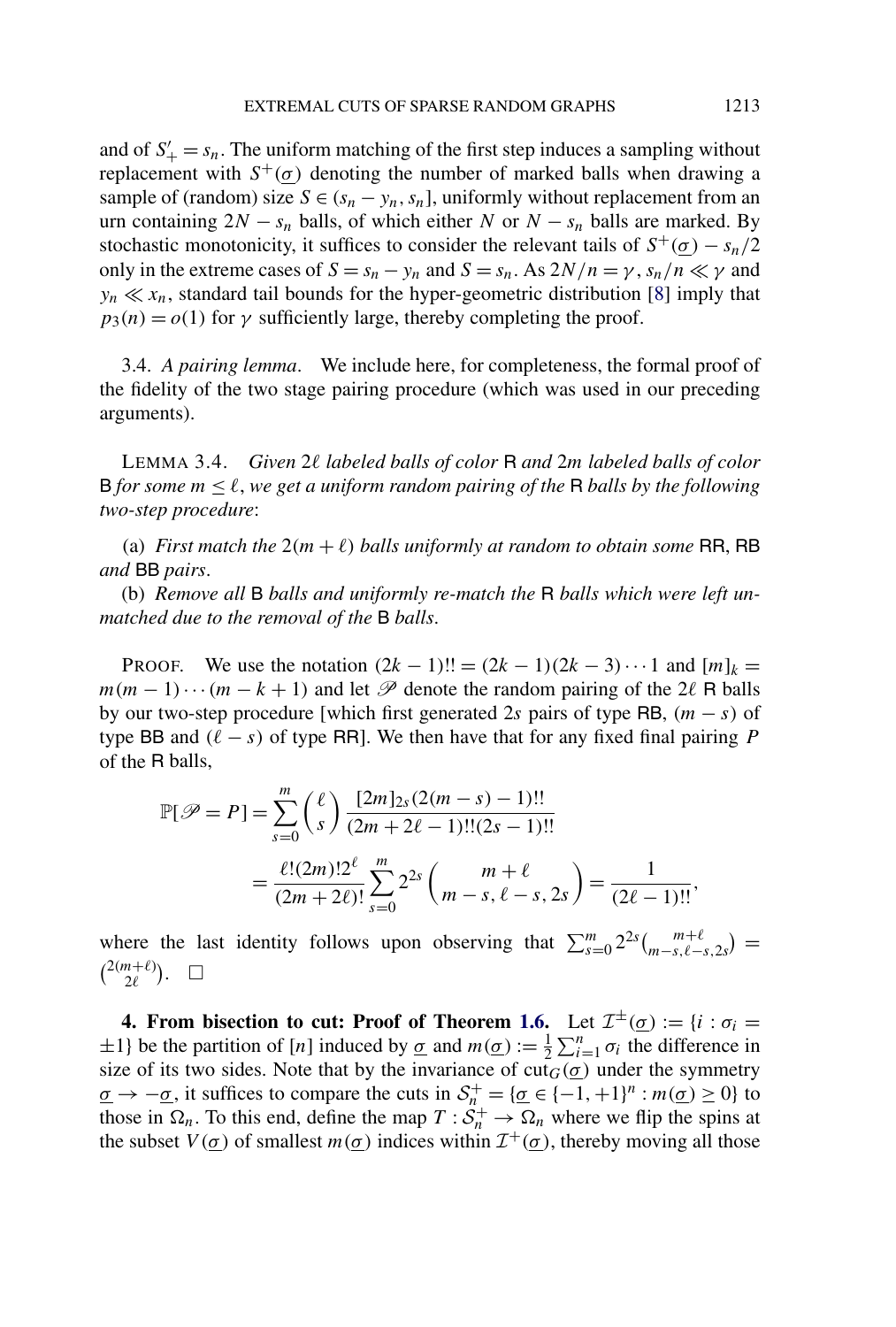and of $S'_+ = s_n$. The uniform matching of the first step induces a sampling without replacement with $S^+(\underline{\sigma})$ denoting the number of marked balls when drawing a sample of (random) size $S \in (s_n - y_n, s_n]$, uniformly without replacement from an urn containing $2N - s_n$ balls, of which either $N$ or $N - s_n$ balls are marked. By stochastic monotonicity, it suffices to consider the relevant tails of $S^+(\underline{\sigma}) - s_n/2$ only in the extreme cases of $S = s_n - y_n$ and $S = s_n$. As $2N/n = \gamma$, $s_n/n \ll \gamma$ and $y_n \ll x_n$, standard tail bounds for the hyper-geometric distribution [8] imply that $p_3(n) = o(1)$ for $\gamma$ sufficiently large, thereby completing the proof.

3.4. *A pairing lemma*. We include here, for completeness, the formal proof of the fidelity of the two stage pairing procedure (which was used in our preceding arguments).

LEMMA 3.4. *Given $2\ell$ labeled balls of color* R *and $2m$ labeled balls of color* B *for some $m \le \ell$, we get a uniform random pairing of the* R *balls by the following two-step procedure*:

(a) *First match the $2(m + \ell)$ balls uniformly at random to obtain some* RR, RB *and* BB *pairs*.

(b) *Remove all* B *balls and uniformly re-match the* R *balls which were left unmatched due to the removal of the* B *balls*.

PROOF. We use the notation $(2k - 1)!! = (2k - 1)(2k - 3)\cdots 1$ and $[m]_k = m(m-1)\cdots(m-k+1)$ and let $\mathscr{P}$ denote the random pairing of the $2\ell$ R balls by our two-step procedure [which first generated $2s$ pairs of type RB, $(m - s)$ of type BB and $(\ell - s)$ of type RR]. We then have that for any fixed final pairing $P$ of the R balls,

$$
\begin{aligned}
\mathbb{P}[\mathscr{P} = P] &= \sum_{s=0}^{m} \binom{\ell}{s} \frac{[2m]_{2s}(2(m-s)-1)!!}{(2m+2\ell-1)!!(2s-1)!!} \\
&= \frac{\ell!(2m)!2^{\ell}}{(2m+2\ell)!} \sum_{s=0}^{m} 2^{2s} \binom{m+\ell}{m-s, \ell-s, 2s} = \frac{1}{(2\ell-1)!!},
\end{aligned}
$$

where the last identity follows upon observing that $\sum_{s=0}^{m} 2^{2s} \binom{m+\ell}{m-s, \ell-s, 2s} = \binom{2(m+\ell)}{2\ell}$. $\square$

**4. From bisection to cut: Proof of Theorem 1.6.** Let $\mathcal{I}^{\pm}(\underline{\sigma}) := \{i : \sigma_i = \pm 1\}$ be the partition of $[n]$ induced by $\underline{\sigma}$ and $m(\underline{\sigma}) := \frac{1}{2}\sum_{i=1}^{n} \sigma_i$ the difference in size of its two sides. Note that by the invariance of $\mathrm{cut}_G(\underline{\sigma})$ under the symmetry $\underline{\sigma} \to -\underline{\sigma}$, it suffices to compare the cuts in $\mathcal{S}_n^+ = \{\underline{\sigma} \in \{-1, +1\}^n : m(\underline{\sigma}) \ge 0\}$ to those in $\Omega_n$. To this end, define the map $T : \mathcal{S}_n^+ \to \Omega_n$ where we flip the spins at the subset $V(\underline{\sigma})$ of smallest $m(\underline{\sigma})$ indices within $\mathcal{I}^+(\underline{\sigma})$, thereby moving all those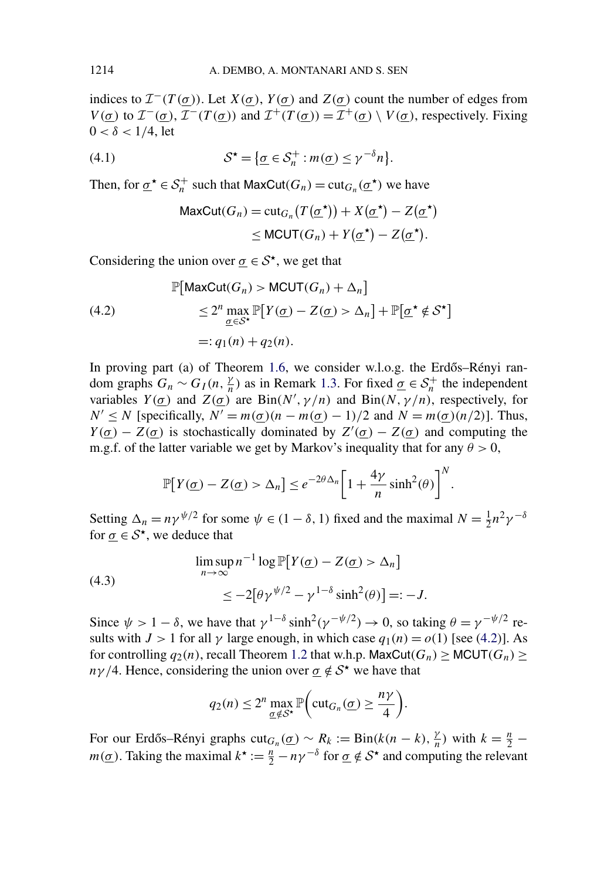indices to $\mathcal{I}^-(T(\underline{\sigma}))$. Let $X(\underline{\sigma})$, $Y(\underline{\sigma})$ and $Z(\underline{\sigma})$ count the number of edges from $V(\underline{\sigma})$ to $\mathcal{I}^-(\underline{\sigma})$, $\mathcal{I}^-(T(\underline{\sigma}))$ and $\mathcal{I}^+(T(\underline{\sigma})) = \mathcal{I}^+(\underline{\sigma}) \setminus V(\underline{\sigma})$, respectively. Fixing $0 < \delta < 1/4$, let

$$\mathcal{S}^\star = \{\underline{\sigma} \in \mathcal{S}_n^+ : m(\underline{\sigma}) \leq \gamma^{-\delta} n\}. \tag{4.1}$$

Then, for $\underline{\sigma}^\star \in \mathcal{S}_n^+$ such that $\mathsf{MaxCut}(G_n) = \mathrm{cut}_{G_n}(\underline{\sigma}^\star)$ we have

$$\begin{aligned}\mathsf{MaxCut}(G_n) &= \mathrm{cut}_{G_n}(T(\underline{\sigma}^\star)) + X(\underline{\sigma}^\star) - Z(\underline{\sigma}^\star) \\ &\leq \mathsf{MCUT}(G_n) + Y(\underline{\sigma}^\star) - Z(\underline{\sigma}^\star).\end{aligned}$$

Considering the union over $\underline{\sigma} \in \mathcal{S}^\star$, we get that

$$\begin{aligned}&\mathbb{P}[\mathsf{MaxCut}(G_n) > \mathsf{MCUT}(G_n) + \Delta_n] \\ &\quad \leq 2^n \max_{\underline{\sigma} \in \mathcal{S}^\star} \mathbb{P}[Y(\underline{\sigma}) - Z(\underline{\sigma}) > \Delta_n] + \mathbb{P}[\underline{\sigma}^\star \notin \mathcal{S}^\star] \\ &\quad =: q_1(n) + q_2(n).\end{aligned} \tag{4.2}$$

In proving part (a) of Theorem 1.6, we consider w.l.o.g. the Erdős–Rényi random graphs $G_n \sim G_I(n, \frac{\gamma}{n})$ as in Remark 1.3. For fixed $\underline{\sigma} \in \mathcal{S}_n^+$ the independent variables $Y(\underline{\sigma})$ and $Z(\underline{\sigma})$ are $\mathrm{Bin}(N', \gamma/n)$ and $\mathrm{Bin}(N, \gamma/n)$, respectively, for $N' \leq N$ [specifically, $N' = m(\underline{\sigma})(n - m(\underline{\sigma}) - 1)/2$ and $N = m(\underline{\sigma})(n/2)$]. Thus, $Y(\underline{\sigma}) - Z(\underline{\sigma})$ is stochastically dominated by $Z'(\underline{\sigma}) - Z(\underline{\sigma})$ and computing the m.g.f. of the latter variable we get by Markov's inequality that for any $\theta > 0$,

$$\mathbb{P}[Y(\underline{\sigma}) - Z(\underline{\sigma}) > \Delta_n] \leq e^{-2\theta\Delta_n}\left[1 + \frac{4\gamma}{n}\sinh^2(\theta)\right]^N.$$

Setting $\Delta_n = n\gamma^{\psi/2}$ for some $\psi \in (1 - \delta, 1)$ fixed and the maximal $N = \frac{1}{2}n^2\gamma^{-\delta}$ for $\underline{\sigma} \in \mathcal{S}^\star$, we deduce that

$$\begin{aligned}&\limsup_{n\to\infty} n^{-1} \log \mathbb{P}[Y(\underline{\sigma}) - Z(\underline{\sigma}) > \Delta_n] \\ &\qquad \leq -2[\theta\gamma^{\psi/2} - \gamma^{1-\delta}\sinh^2(\theta)] =: -J.\end{aligned} \tag{4.3}$$

Since $\psi > 1 - \delta$, we have that $\gamma^{1-\delta}\sinh^2(\gamma^{-\psi/2}) \to 0$, so taking $\theta = \gamma^{-\psi/2}$ results with $J > 1$ for all $\gamma$ large enough, in which case $q_1(n) = o(1)$ [see (4.2)]. As for controlling $q_2(n)$, recall Theorem 1.2 that w.h.p. $\mathsf{MaxCut}(G_n) \geq \mathsf{MCUT}(G_n) \geq n\gamma/4$. Hence, considering the union over $\underline{\sigma} \notin \mathcal{S}^\star$ we have that

$$q_2(n) \leq 2^n \max_{\underline{\sigma} \notin \mathcal{S}^\star} \mathbb{P}\left(\mathrm{cut}_{G_n}(\underline{\sigma}) \geq \frac{n\gamma}{4}\right).$$

For our Erdős–Rényi graphs $\mathrm{cut}_{G_n}(\underline{\sigma}) \sim R_k := \mathrm{Bin}(k(n-k), \frac{\gamma}{n})$ with $k = \frac{n}{2} - m(\underline{\sigma})$. Taking the maximal $k^\star := \frac{n}{2} - n\gamma^{-\delta}$ for $\underline{\sigma} \notin \mathcal{S}^\star$ and computing the relevant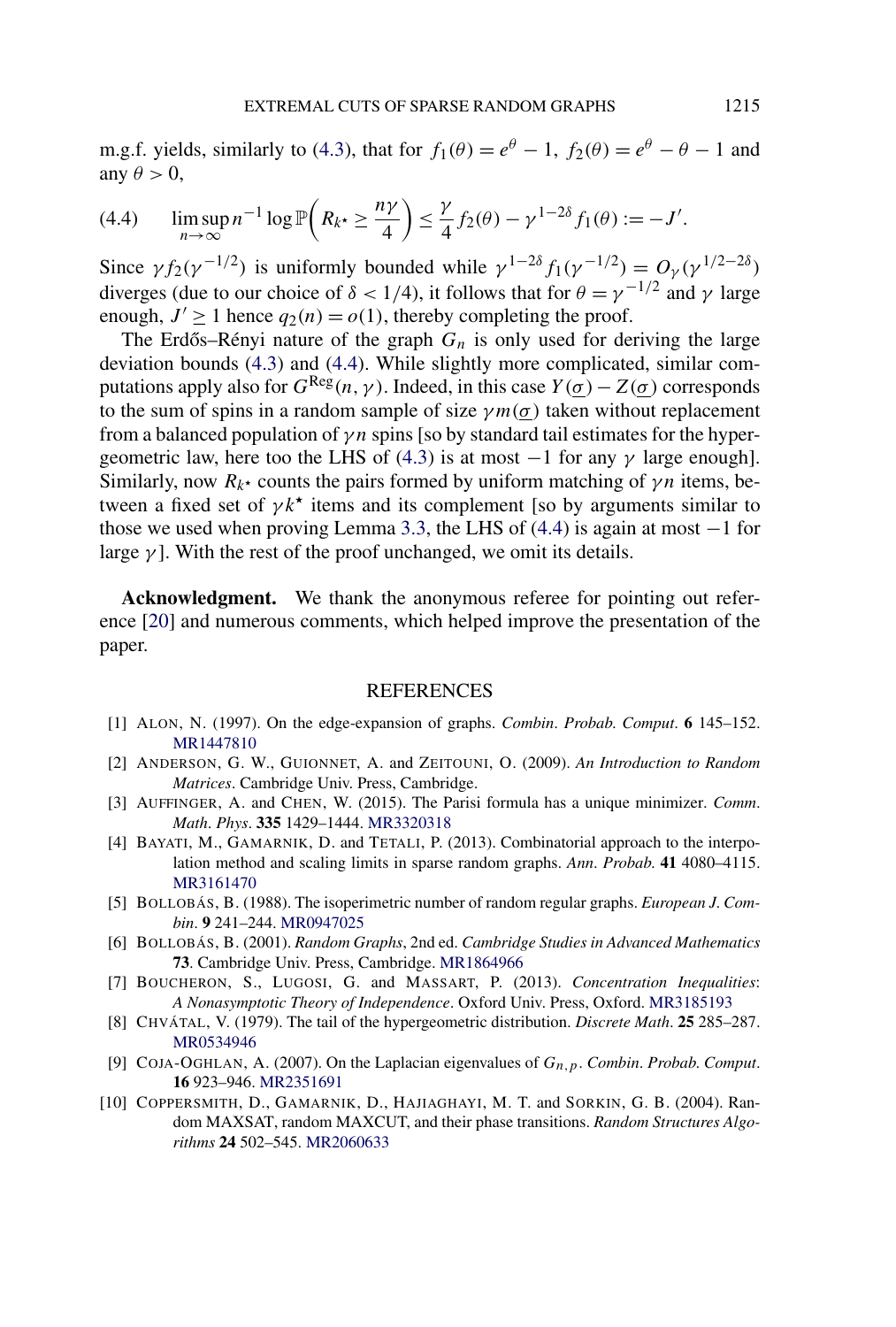m.g.f. yields, similarly to (4.3), that for $f_1(\theta) = e^\theta - 1$, $f_2(\theta) = e^\theta - \theta - 1$ and any $\theta > 0$,

$$\limsup_{n\to\infty} n^{-1} \log \mathbb{P}\left( R_{k^\star} \geq \frac{n\gamma}{4} \right) \leq \frac{\gamma}{4} f_2(\theta) - \gamma^{1-2\delta} f_1(\theta) := -J'. \tag{4.4}$$

Since $\gamma f_2(\gamma^{-1/2})$ is uniformly bounded while $\gamma^{1-2\delta} f_1(\gamma^{-1/2}) = O_\gamma(\gamma^{1/2-2\delta})$ diverges (due to our choice of $\delta < 1/4$), it follows that for $\theta = \gamma^{-1/2}$ and $\gamma$ large enough, $J' \geq 1$ hence $q_2(n) = o(1)$, thereby completing the proof.

The Erdős–Rényi nature of the graph $G_n$ is only used for deriving the large deviation bounds (4.3) and (4.4). While slightly more complicated, similar computations apply also for $G^{\text{Reg}}(n,\gamma)$. Indeed, in this case $Y(\underline{\sigma}) - Z(\underline{\sigma})$ corresponds to the sum of spins in a random sample of size $\gamma m(\underline{\sigma})$ taken without replacement from a balanced population of $\gamma n$ spins [so by standard tail estimates for the hypergeometric law, here too the LHS of (4.3) is at most $-1$ for any $\gamma$ large enough]. Similarly, now $R_{k^\star}$ counts the pairs formed by uniform matching of $\gamma n$ items, between a fixed set of $\gamma k^\star$ items and its complement [so by arguments similar to those we used when proving Lemma 3.3, the LHS of (4.4) is again at most $-1$ for large $\gamma$]. With the rest of the proof unchanged, we omit its details.

**Acknowledgment.** We thank the anonymous referee for pointing out reference [20] and numerous comments, which helped improve the presentation of the paper.

## REFERENCES

[1] ALON, N. (1997). On the edge-expansion of graphs. *Combin. Probab. Comput.* **6** 145–152. MR1447810

[2] ANDERSON, G. W., GUIONNET, A. and ZEITOUNI, O. (2009). *An Introduction to Random Matrices*. Cambridge Univ. Press, Cambridge.

[3] AUFFINGER, A. and CHEN, W. (2015). The Parisi formula has a unique minimizer. *Comm. Math. Phys.* **335** 1429–1444. MR3320318

[4] BAYATI, M., GAMARNIK, D. and TETALI, P. (2013). Combinatorial approach to the interpolation method and scaling limits in sparse random graphs. *Ann. Probab.* **41** 4080–4115. MR3161470

[5] BOLLOBÁS, B. (1988). The isoperimetric number of random regular graphs. *European J. Combin.* **9** 241–244. MR0947025

[6] BOLLOBÁS, B. (2001). *Random Graphs*, 2nd ed. *Cambridge Studies in Advanced Mathematics* **73**. Cambridge Univ. Press, Cambridge. MR1864966

[7] BOUCHERON, S., LUGOSI, G. and MASSART, P. (2013). *Concentration Inequalities: A Nonasymptotic Theory of Independence*. Oxford Univ. Press, Oxford. MR3185193

[8] CHVÁTAL, V. (1979). The tail of the hypergeometric distribution. *Discrete Math.* **25** 285–287. MR0534946

[9] COJA-OGHLAN, A. (2007). On the Laplacian eigenvalues of $G_{n,p}$. *Combin. Probab. Comput.* **16** 923–946. MR2351691

[10] COPPERSMITH, D., GAMARNIK, D., HAJIAGHAYI, M. T. and SORKIN, G. B. (2004). Random MAXSAT, random MAXCUT, and their phase transitions. *Random Structures Algorithms* **24** 502–545. MR2060633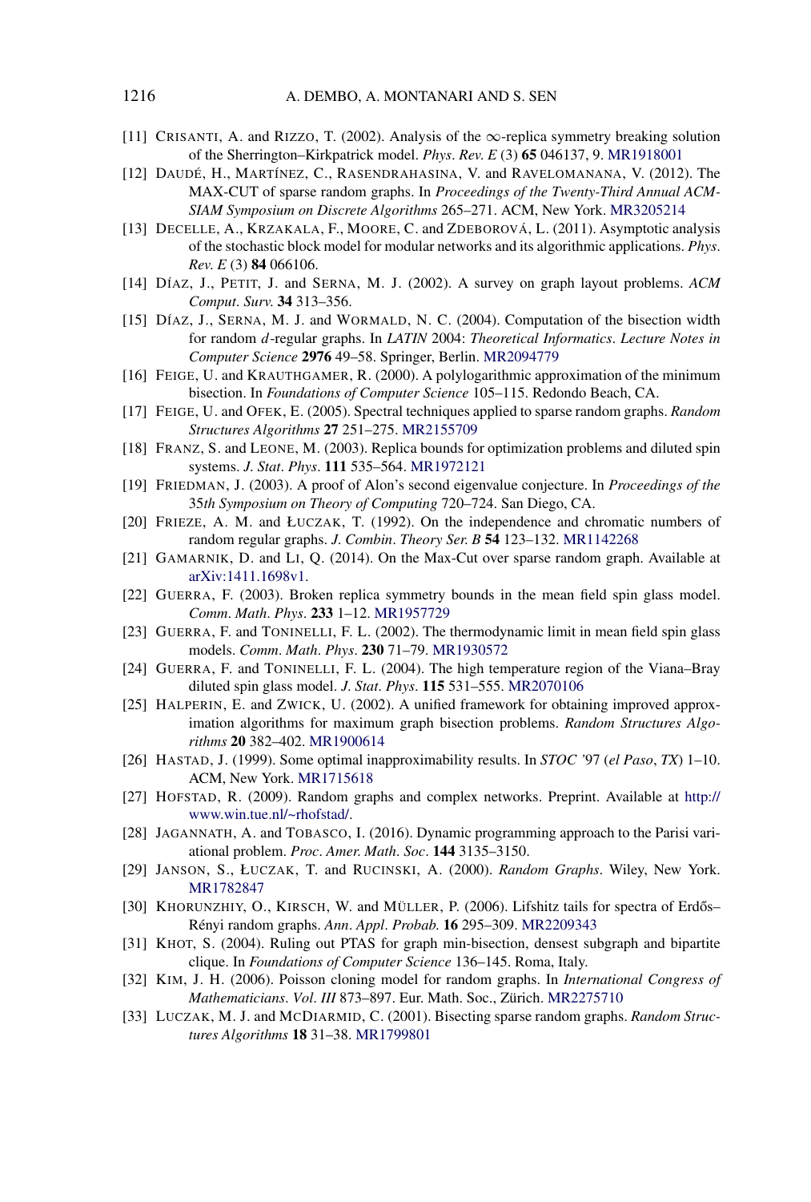[11] CRISANTI, A. and RIZZO, T. (2002). Analysis of the $\infty$-replica symmetry breaking solution of the Sherrington–Kirkpatrick model. *Phys. Rev. E* (3) **65** 046137, 9. MR1918001

[12] DAUDÉ, H., MARTÍNEZ, C., RASENDRAHASINA, V. and RAVELOMANANA, V. (2012). The MAX-CUT of sparse random graphs. In *Proceedings of the Twenty-Third Annual ACM-SIAM Symposium on Discrete Algorithms* 265–271. ACM, New York. MR3205214

[13] DECELLE, A., KRZAKALA, F., MOORE, C. and ZDEBOROVÁ, L. (2011). Asymptotic analysis of the stochastic block model for modular networks and its algorithmic applications. *Phys. Rev. E* (3) **84** 066106.

[14] DÍAZ, J., PETIT, J. and SERNA, M. J. (2002). A survey on graph layout problems. *ACM Comput. Surv.* **34** 313–356.

[15] DÍAZ, J., SERNA, M. J. and WORMALD, N. C. (2004). Computation of the bisection width for random $d$-regular graphs. In *LATIN* 2004: *Theoretical Informatics*. *Lecture Notes in Computer Science* **2976** 49–58. Springer, Berlin. MR2094779

[16] FEIGE, U. and KRAUTHGAMER, R. (2000). A polylogarithmic approximation of the minimum bisection. In *Foundations of Computer Science* 105–115. Redondo Beach, CA.

[17] FEIGE, U. and OFEK, E. (2005). Spectral techniques applied to sparse random graphs. *Random Structures Algorithms* **27** 251–275. MR2155709

[18] FRANZ, S. and LEONE, M. (2003). Replica bounds for optimization problems and diluted spin systems. *J. Stat. Phys.* **111** 535–564. MR1972121

[19] FRIEDMAN, J. (2003). A proof of Alon's second eigenvalue conjecture. In *Proceedings of the* 35*th Symposium on Theory of Computing* 720–724. San Diego, CA.

[20] FRIEZE, A. M. and ŁUCZAK, T. (1992). On the independence and chromatic numbers of random regular graphs. *J. Combin. Theory Ser. B* **54** 123–132. MR1142268

[21] GAMARNIK, D. and LI, Q. (2014). On the Max-Cut over sparse random graph. Available at arXiv:1411.1698v1.

[22] GUERRA, F. (2003). Broken replica symmetry bounds in the mean field spin glass model. *Comm. Math. Phys.* **233** 1–12. MR1957729

[23] GUERRA, F. and TONINELLI, F. L. (2002). The thermodynamic limit in mean field spin glass models. *Comm. Math. Phys.* **230** 71–79. MR1930572

[24] GUERRA, F. and TONINELLI, F. L. (2004). The high temperature region of the Viana–Bray diluted spin glass model. *J. Stat. Phys.* **115** 531–555. MR2070106

[25] HALPERIN, E. and ZWICK, U. (2002). A unified framework for obtaining improved approximation algorithms for maximum graph bisection problems. *Random Structures Algorithms* **20** 382–402. MR1900614

[26] HASTAD, J. (1999). Some optimal inapproximability results. In *STOC '97* (*el Paso*, *TX*) 1–10. ACM, New York. MR1715618

[27] HOFSTAD, R. (2009). Random graphs and complex networks. Preprint. Available at http://www.win.tue.nl/~rhofstad/.

[28] JAGANNATH, A. and TOBASCO, I. (2016). Dynamic programming approach to the Parisi variational problem. *Proc. Amer. Math. Soc.* **144** 3135–3150.

[29] JANSON, S., ŁUCZAK, T. and RUCINSKI, A. (2000). *Random Graphs*. Wiley, New York. MR1782847

[30] KHORUNZHIY, O., KIRSCH, W. and MÜLLER, P. (2006). Lifshitz tails for spectra of Erdős–Rényi random graphs. *Ann. Appl. Probab.* **16** 295–309. MR2209343

[31] KHOT, S. (2004). Ruling out PTAS for graph min-bisection, densest subgraph and bipartite clique. In *Foundations of Computer Science* 136–145. Roma, Italy.

[32] KIM, J. H. (2006). Poisson cloning model for random graphs. In *International Congress of Mathematicians*. *Vol. III* 873–897. Eur. Math. Soc., Zürich. MR2275710

[33] LUCZAK, M. J. and MCDIARMID, C. (2001). Bisecting sparse random graphs. *Random Structures Algorithms* **18** 31–38. MR1799801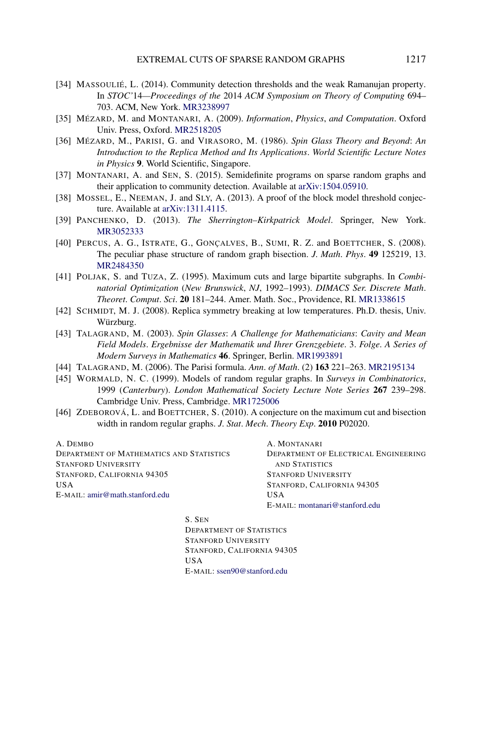[34] MASSOULIÉ, L. (2014). Community detection thresholds and the weak Ramanujan property. In *STOC'14—Proceedings of the 2014 ACM Symposium on Theory of Computing* 694–703. ACM, New York. MR3238997

[35] MÉZARD, M. and MONTANARI, A. (2009). *Information*, *Physics*, *and Computation*. Oxford Univ. Press, Oxford. MR2518205

[36] MÉZARD, M., PARISI, G. and VIRASORO, M. (1986). *Spin Glass Theory and Beyond*: *An Introduction to the Replica Method and Its Applications*. *World Scientific Lecture Notes in Physics* **9**. World Scientific, Singapore.

[37] MONTANARI, A. and SEN, S. (2015). Semidefinite programs on sparse random graphs and their application to community detection. Available at arXiv:1504.05910.

[38] MOSSEL, E., NEEMAN, J. and SLY, A. (2013). A proof of the block model threshold conjecture. Available at arXiv:1311.4115.

[39] PANCHENKO, D. (2013). *The Sherrington–Kirkpatrick Model*. Springer, New York. MR3052333

[40] PERCUS, A. G., ISTRATE, G., GONÇALVES, B., SUMI, R. Z. and BOETTCHER, S. (2008). The peculiar phase structure of random graph bisection. *J. Math. Phys.* **49** 125219, 13. MR2484350

[41] POLJAK, S. and TUZA, Z. (1995). Maximum cuts and large bipartite subgraphs. In *Combinatorial Optimization* (*New Brunswick*, *NJ*, 1992–1993). *DIMACS Ser. Discrete Math. Theoret. Comput. Sci.* **20** 181–244. Amer. Math. Soc., Providence, RI. MR1338615

[42] SCHMIDT, M. J. (2008). Replica symmetry breaking at low temperatures. Ph.D. thesis, Univ. Würzburg.

[43] TALAGRAND, M. (2003). *Spin Glasses*: *A Challenge for Mathematicians*: *Cavity and Mean Field Models*. *Ergebnisse der Mathematik und Ihrer Grenzgebiete*. 3. *Folge*. *A Series of Modern Surveys in Mathematics* **46**. Springer, Berlin. MR1993891

[44] TALAGRAND, M. (2006). The Parisi formula. *Ann. of Math.* (2) **163** 221–263. MR2195134

[45] WORMALD, N. C. (1999). Models of random regular graphs. In *Surveys in Combinatorics*, 1999 (*Canterbury*). *London Mathematical Society Lecture Note Series* **267** 239–298. Cambridge Univ. Press, Cambridge. MR1725006

[46] ZDEBOROVÁ, L. and BOETTCHER, S. (2010). A conjecture on the maximum cut and bisection width in random regular graphs. *J. Stat. Mech. Theory Exp.* **2010** P02020.

A. DEMBO
DEPARTMENT OF MATHEMATICS AND STATISTICS
STANFORD UNIVERSITY
STANFORD, CALIFORNIA 94305
USA
E-MAIL: amir@math.stanford.edu

A. MONTANARI
DEPARTMENT OF ELECTRICAL ENGINEERING AND STATISTICS
STANFORD UNIVERSITY
STANFORD, CALIFORNIA 94305
USA
E-MAIL: montanari@stanford.edu

S. SEN
DEPARTMENT OF STATISTICS
STANFORD UNIVERSITY
STANFORD, CALIFORNIA 94305
USA
E-MAIL: ssen90@stanford.edu